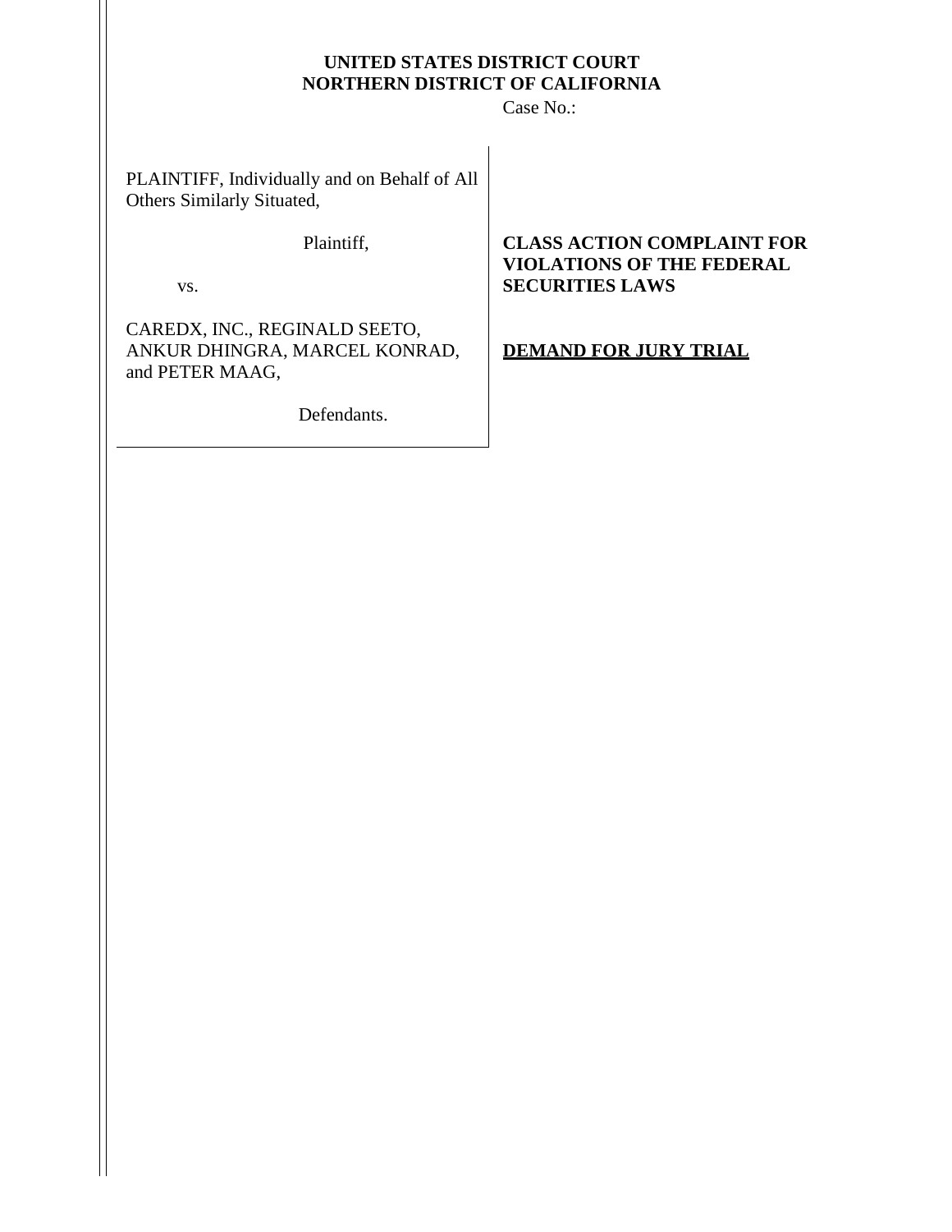**UNITED STATES DISTRICT COURT**
**NORTHERN DISTRICT OF CALIFORNIA**

Case No.:

PLAINTIFF, Individually and on Behalf of All Others Similarly Situated,

Plaintiff,

vs.

CAREDX, INC., REGINALD SEETO, ANKUR DHINGRA, MARCEL KONRAD, and PETER MAAG,

Defendants.

**CLASS ACTION COMPLAINT FOR VIOLATIONS OF THE FEDERAL SECURITIES LAWS**

**DEMAND FOR JURY TRIAL**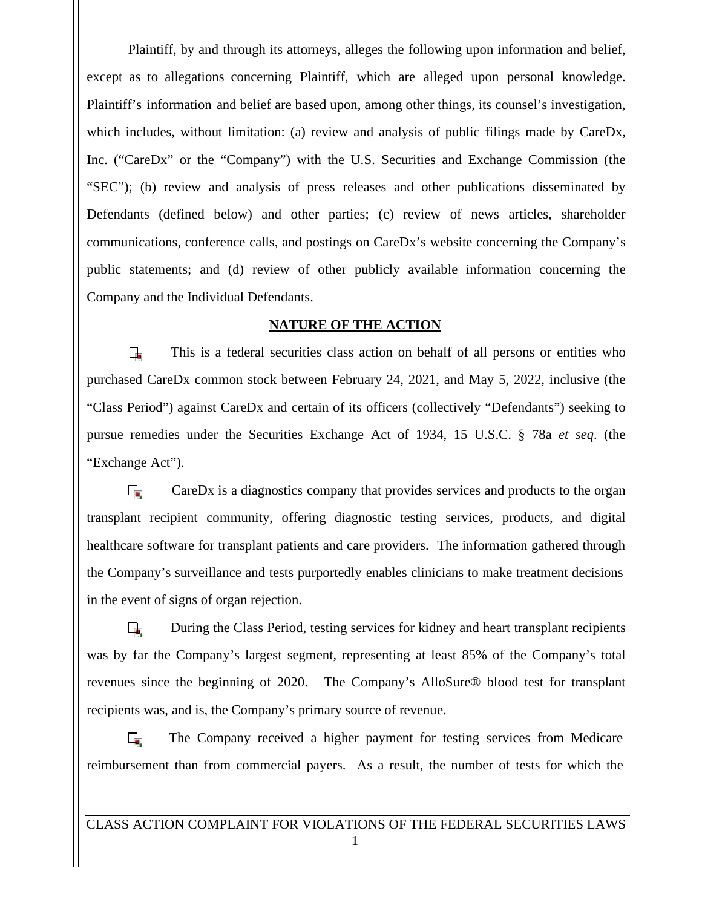Plaintiff, by and through its attorneys, alleges the following upon information and belief, except as to allegations concerning Plaintiff, which are alleged upon personal knowledge. Plaintiff's information and belief are based upon, among other things, its counsel's investigation, which includes, without limitation: (a) review and analysis of public filings made by CareDx, Inc. ("CareDx" or the "Company") with the U.S. Securities and Exchange Commission (the "SEC"); (b) review and analysis of press releases and other publications disseminated by Defendants (defined below) and other parties; (c) review of news articles, shareholder communications, conference calls, and postings on CareDx's website concerning the Company's public statements; and (d) review of other publicly available information concerning the Company and the Individual Defendants.

## NATURE OF THE ACTION

This is a federal securities class action on behalf of all persons or entities who purchased CareDx common stock between February 24, 2021, and May 5, 2022, inclusive (the "Class Period") against CareDx and certain of its officers (collectively "Defendants") seeking to pursue remedies under the Securities Exchange Act of 1934, 15 U.S.C. § 78a *et seq*. (the "Exchange Act").

CareDx is a diagnostics company that provides services and products to the organ transplant recipient community, offering diagnostic testing services, products, and digital healthcare software for transplant patients and care providers. The information gathered through the Company's surveillance and tests purportedly enables clinicians to make treatment decisions in the event of signs of organ rejection.

During the Class Period, testing services for kidney and heart transplant recipients was by far the Company's largest segment, representing at least 85% of the Company's total revenues since the beginning of 2020. The Company's AlloSure® blood test for transplant recipients was, and is, the Company's primary source of revenue.

The Company received a higher payment for testing services from Medicare reimbursement than from commercial payers. As a result, the number of tests for which the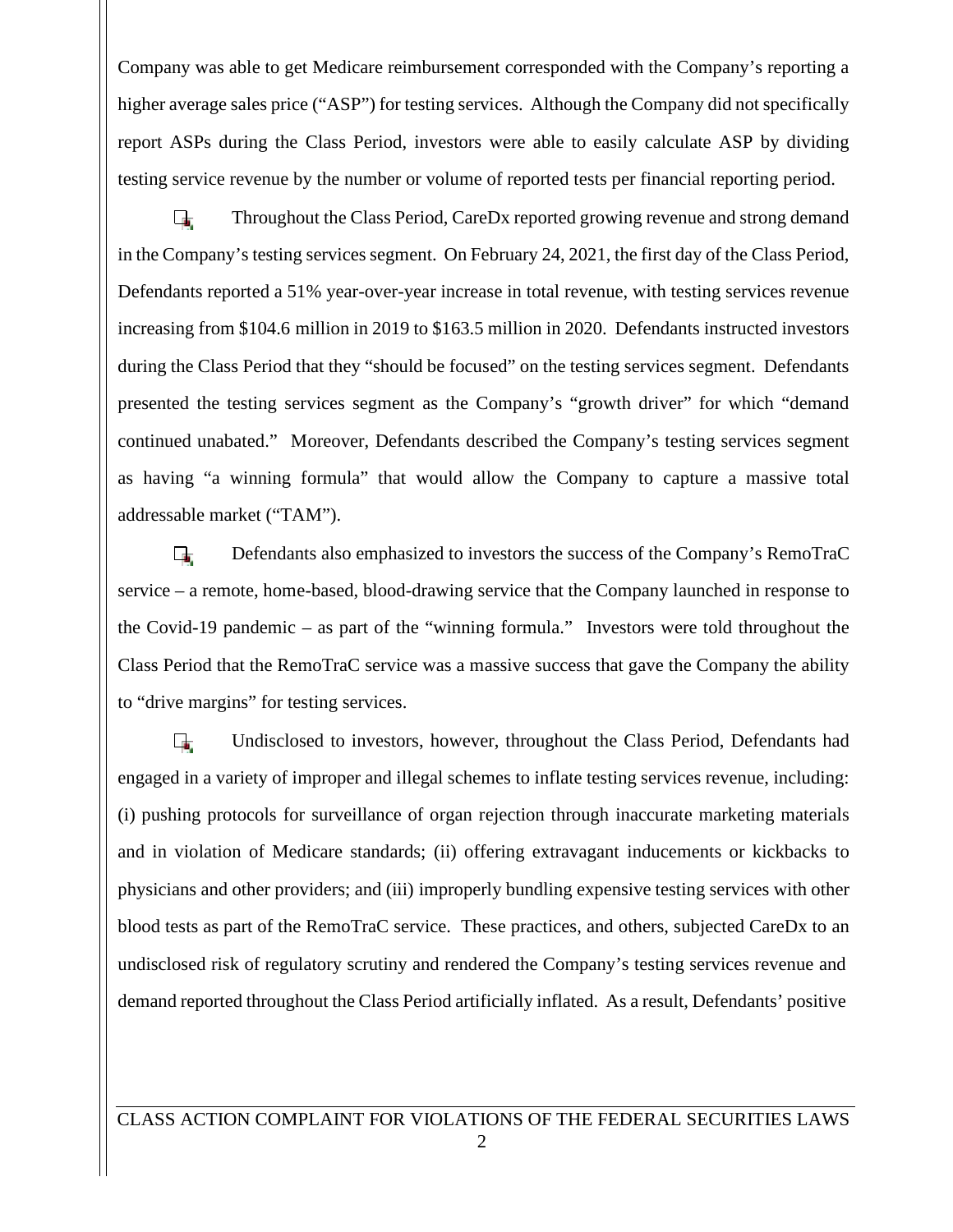Company was able to get Medicare reimbursement corresponded with the Company's reporting a higher average sales price ("ASP") for testing services. Although the Company did not specifically report ASPs during the Class Period, investors were able to easily calculate ASP by dividing testing service revenue by the number or volume of reported tests per financial reporting period.

Throughout the Class Period, CareDx reported growing revenue and strong demand in the Company's testing services segment. On February 24, 2021, the first day of the Class Period, Defendants reported a 51% year-over-year increase in total revenue, with testing services revenue increasing from $104.6 million in 2019 to $163.5 million in 2020. Defendants instructed investors during the Class Period that they "should be focused" on the testing services segment. Defendants presented the testing services segment as the Company's "growth driver" for which "demand continued unabated." Moreover, Defendants described the Company's testing services segment as having "a winning formula" that would allow the Company to capture a massive total addressable market ("TAM").

Defendants also emphasized to investors the success of the Company's RemoTraC service – a remote, home-based, blood-drawing service that the Company launched in response to the Covid-19 pandemic – as part of the "winning formula." Investors were told throughout the Class Period that the RemoTraC service was a massive success that gave the Company the ability to "drive margins" for testing services.

Undisclosed to investors, however, throughout the Class Period, Defendants had engaged in a variety of improper and illegal schemes to inflate testing services revenue, including: (i) pushing protocols for surveillance of organ rejection through inaccurate marketing materials and in violation of Medicare standards; (ii) offering extravagant inducements or kickbacks to physicians and other providers; and (iii) improperly bundling expensive testing services with other blood tests as part of the RemoTraC service. These practices, and others, subjected CareDx to an undisclosed risk of regulatory scrutiny and rendered the Company's testing services revenue and demand reported throughout the Class Period artificially inflated. As a result, Defendants' positive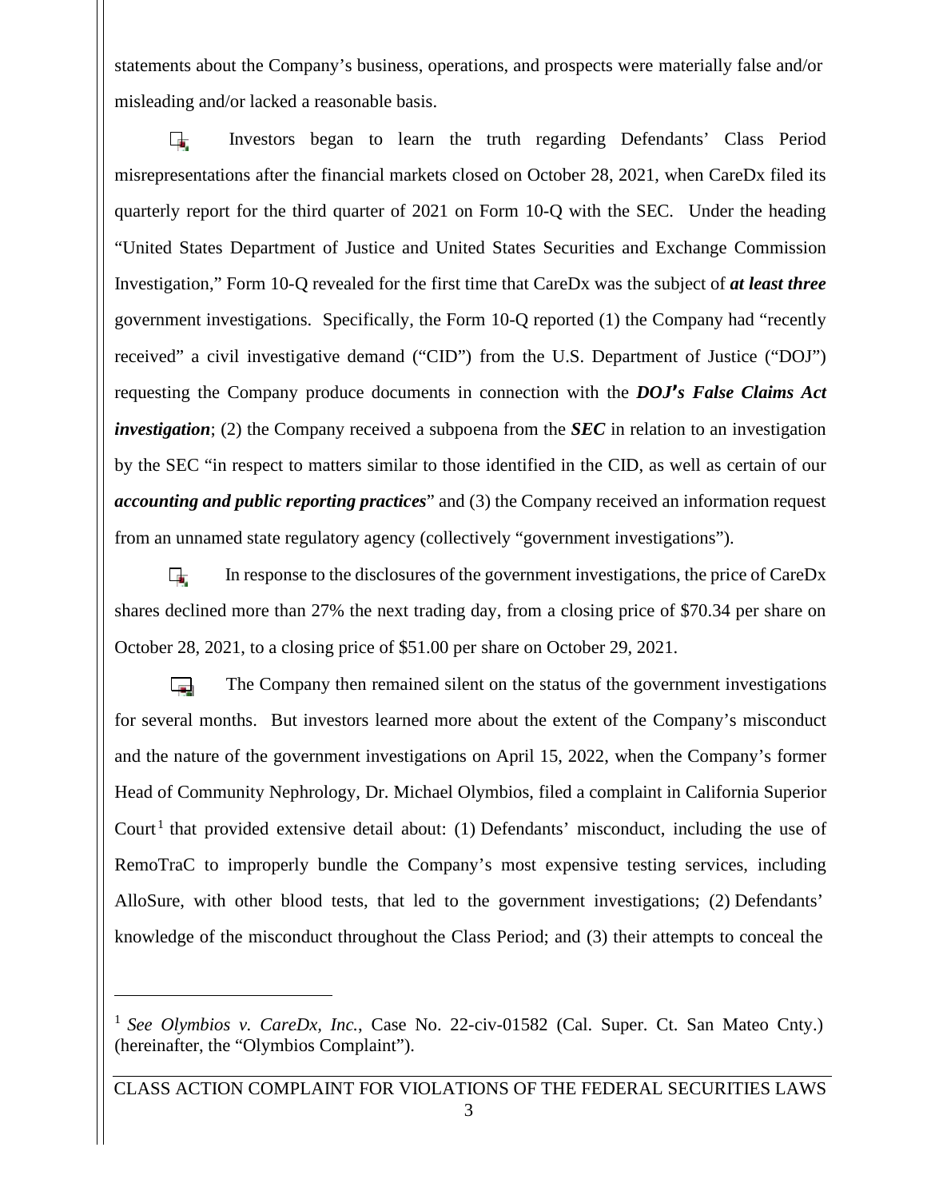statements about the Company's business, operations, and prospects were materially false and/or misleading and/or lacked a reasonable basis.

Investors began to learn the truth regarding Defendants' Class Period misrepresentations after the financial markets closed on October 28, 2021, when CareDx filed its quarterly report for the third quarter of 2021 on Form 10-Q with the SEC. Under the heading "United States Department of Justice and United States Securities and Exchange Commission Investigation," Form 10-Q revealed for the first time that CareDx was the subject of ***at least three*** government investigations. Specifically, the Form 10-Q reported (1) the Company had "recently received" a civil investigative demand ("CID") from the U.S. Department of Justice ("DOJ") requesting the Company produce documents in connection with the ***DOJ's False Claims Act investigation***; (2) the Company received a subpoena from the ***SEC*** in relation to an investigation by the SEC "in respect to matters similar to those identified in the CID, as well as certain of our ***accounting and public reporting practices***" and (3) the Company received an information request from an unnamed state regulatory agency (collectively "government investigations").

In response to the disclosures of the government investigations, the price of CareDx shares declined more than 27% the next trading day, from a closing price of $70.34 per share on October 28, 2021, to a closing price of $51.00 per share on October 29, 2021.

The Company then remained silent on the status of the government investigations for several months. But investors learned more about the extent of the Company's misconduct and the nature of the government investigations on April 15, 2022, when the Company's former Head of Community Nephrology, Dr. Michael Olymbios, filed a complaint in California Superior Court[1] that provided extensive detail about: (1) Defendants' misconduct, including the use of RemoTraC to improperly bundle the Company's most expensive testing services, including AlloSure, with other blood tests, that led to the government investigations; (2) Defendants' knowledge of the misconduct throughout the Class Period; and (3) their attempts to conceal the

[1] *See Olymbios v. CareDx, Inc.*, Case No. 22-civ-01582 (Cal. Super. Ct. San Mateo Cnty.) (hereinafter, the "Olymbios Complaint").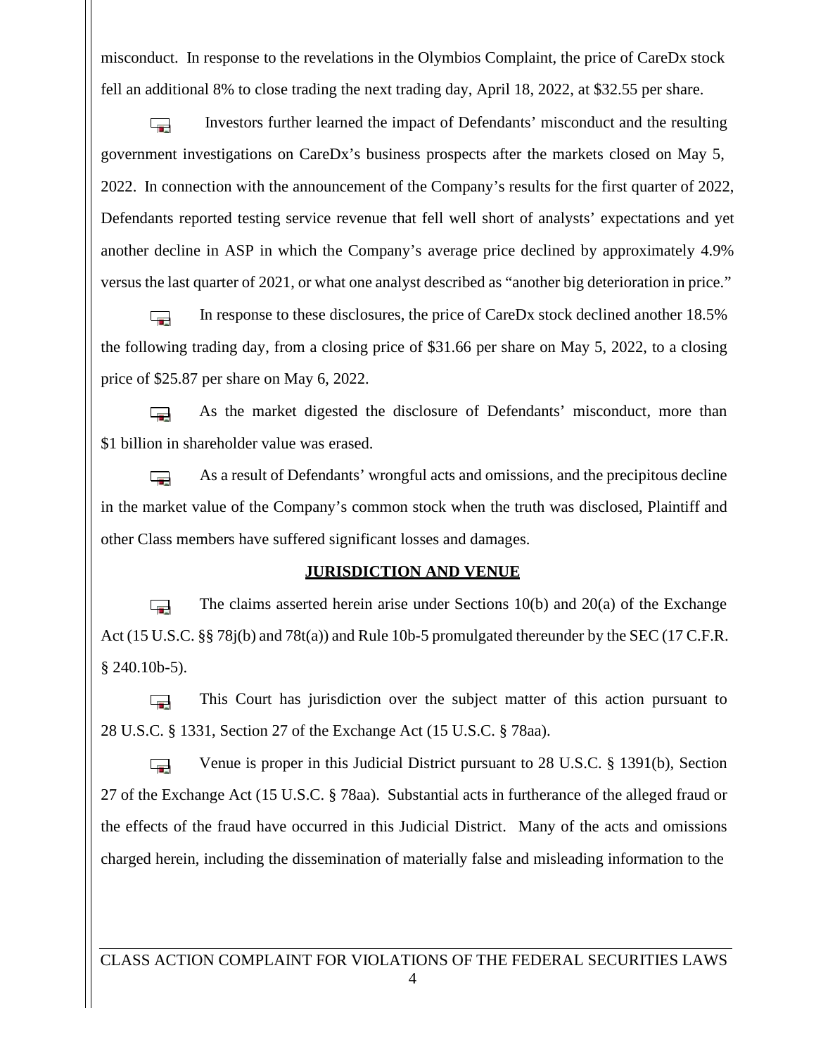misconduct. In response to the revelations in the Olymbios Complaint, the price of CareDx stock fell an additional 8% to close trading the next trading day, April 18, 2022, at $32.55 per share.

Investors further learned the impact of Defendants' misconduct and the resulting government investigations on CareDx's business prospects after the markets closed on May 5, 2022. In connection with the announcement of the Company's results for the first quarter of 2022, Defendants reported testing service revenue that fell well short of analysts' expectations and yet another decline in ASP in which the Company's average price declined by approximately 4.9% versus the last quarter of 2021, or what one analyst described as "another big deterioration in price."

In response to these disclosures, the price of CareDx stock declined another 18.5% the following trading day, from a closing price of $31.66 per share on May 5, 2022, to a closing price of $25.87 per share on May 6, 2022.

As the market digested the disclosure of Defendants' misconduct, more than $1 billion in shareholder value was erased.

As a result of Defendants' wrongful acts and omissions, and the precipitous decline in the market value of the Company's common stock when the truth was disclosed, Plaintiff and other Class members have suffered significant losses and damages.

## JURISDICTION AND VENUE

The claims asserted herein arise under Sections 10(b) and 20(a) of the Exchange Act (15 U.S.C. §§ 78j(b) and 78t(a)) and Rule 10b-5 promulgated thereunder by the SEC (17 C.F.R. § 240.10b-5).

This Court has jurisdiction over the subject matter of this action pursuant to 28 U.S.C. § 1331, Section 27 of the Exchange Act (15 U.S.C. § 78aa).

Venue is proper in this Judicial District pursuant to 28 U.S.C. § 1391(b), Section 27 of the Exchange Act (15 U.S.C. § 78aa). Substantial acts in furtherance of the alleged fraud or the effects of the fraud have occurred in this Judicial District. Many of the acts and omissions charged herein, including the dissemination of materially false and misleading information to the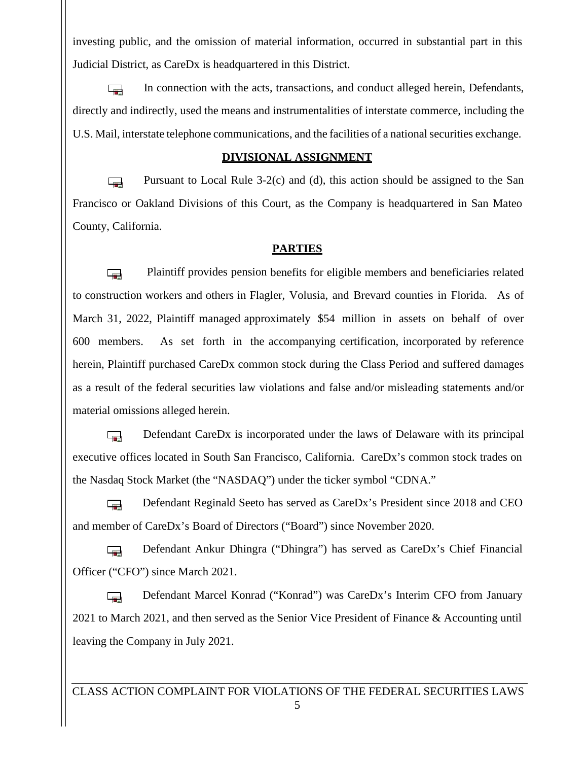investing public, and the omission of material information, occurred in substantial part in this Judicial District, as CareDx is headquartered in this District.

In connection with the acts, transactions, and conduct alleged herein, Defendants, directly and indirectly, used the means and instrumentalities of interstate commerce, including the U.S. Mail, interstate telephone communications, and the facilities of a national securities exchange.

## DIVISIONAL ASSIGNMENT

Pursuant to Local Rule 3-2(c) and (d), this action should be assigned to the San Francisco or Oakland Divisions of this Court, as the Company is headquartered in San Mateo County, California.

## PARTIES

Plaintiff provides pension benefits for eligible members and beneficiaries related to construction workers and others in Flagler, Volusia, and Brevard counties in Florida. As of March 31, 2022, Plaintiff managed approximately $54 million in assets on behalf of over 600 members. As set forth in the accompanying certification, incorporated by reference herein, Plaintiff purchased CareDx common stock during the Class Period and suffered damages as a result of the federal securities law violations and false and/or misleading statements and/or material omissions alleged herein.

Defendant CareDx is incorporated under the laws of Delaware with its principal executive offices located in South San Francisco, California. CareDx's common stock trades on the Nasdaq Stock Market (the "NASDAQ") under the ticker symbol "CDNA."

Defendant Reginald Seeto has served as CareDx's President since 2018 and CEO and member of CareDx's Board of Directors ("Board") since November 2020.

Defendant Ankur Dhingra ("Dhingra") has served as CareDx's Chief Financial Officer ("CFO") since March 2021.

Defendant Marcel Konrad ("Konrad") was CareDx's Interim CFO from January 2021 to March 2021, and then served as the Senior Vice President of Finance & Accounting until leaving the Company in July 2021.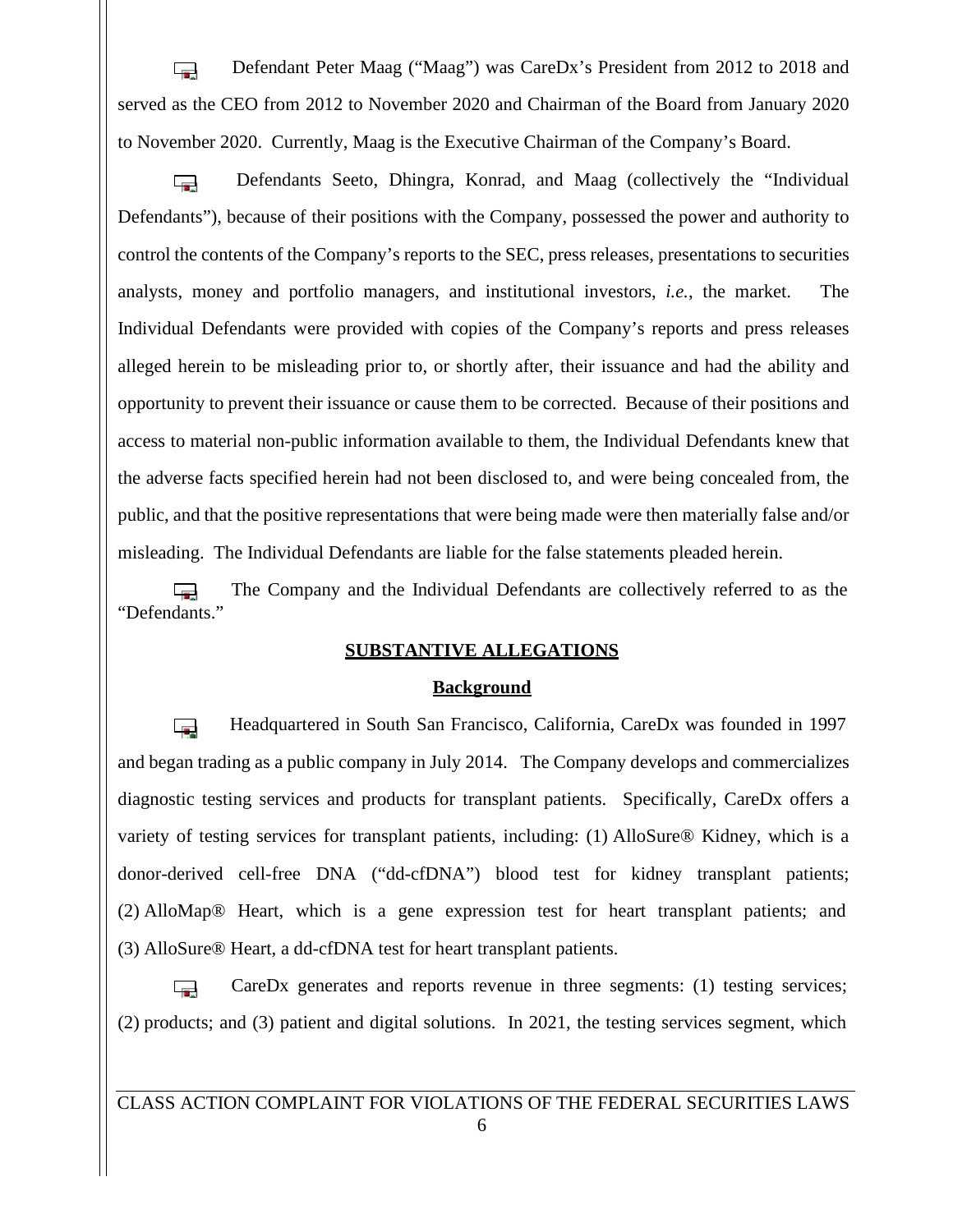Defendant Peter Maag ("Maag") was CareDx's President from 2012 to 2018 and served as the CEO from 2012 to November 2020 and Chairman of the Board from January 2020 to November 2020. Currently, Maag is the Executive Chairman of the Company's Board.

Defendants Seeto, Dhingra, Konrad, and Maag (collectively the "Individual Defendants"), because of their positions with the Company, possessed the power and authority to control the contents of the Company's reports to the SEC, press releases, presentations to securities analysts, money and portfolio managers, and institutional investors, *i.e.*, the market. The Individual Defendants were provided with copies of the Company's reports and press releases alleged herein to be misleading prior to, or shortly after, their issuance and had the ability and opportunity to prevent their issuance or cause them to be corrected. Because of their positions and access to material non-public information available to them, the Individual Defendants knew that the adverse facts specified herein had not been disclosed to, and were being concealed from, the public, and that the positive representations that were being made were then materially false and/or misleading. The Individual Defendants are liable for the false statements pleaded herein.

The Company and the Individual Defendants are collectively referred to as the "Defendants."

## SUBSTANTIVE ALLEGATIONS

### Background

Headquartered in South San Francisco, California, CareDx was founded in 1997 and began trading as a public company in July 2014. The Company develops and commercializes diagnostic testing services and products for transplant patients. Specifically, CareDx offers a variety of testing services for transplant patients, including: (1) AlloSure® Kidney, which is a donor-derived cell-free DNA ("dd-cfDNA") blood test for kidney transplant patients; (2) AlloMap® Heart, which is a gene expression test for heart transplant patients; and (3) AlloSure® Heart, a dd-cfDNA test for heart transplant patients.

CareDx generates and reports revenue in three segments: (1) testing services; (2) products; and (3) patient and digital solutions. In 2021, the testing services segment, which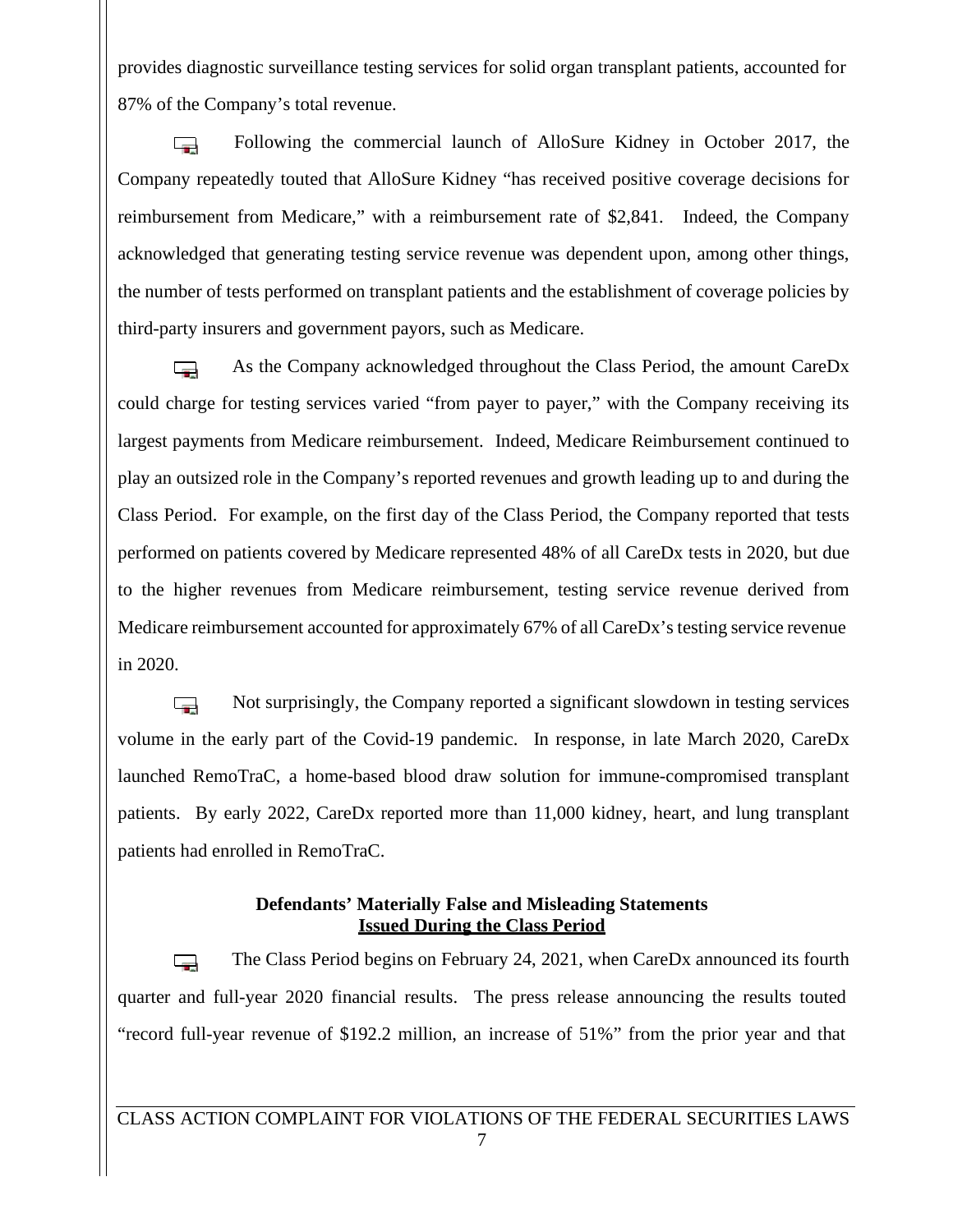provides diagnostic surveillance testing services for solid organ transplant patients, accounted for 87% of the Company's total revenue.

Following the commercial launch of AlloSure Kidney in October 2017, the Company repeatedly touted that AlloSure Kidney "has received positive coverage decisions for reimbursement from Medicare," with a reimbursement rate of $2,841. Indeed, the Company acknowledged that generating testing service revenue was dependent upon, among other things, the number of tests performed on transplant patients and the establishment of coverage policies by third-party insurers and government payors, such as Medicare.

As the Company acknowledged throughout the Class Period, the amount CareDx could charge for testing services varied "from payer to payer," with the Company receiving its largest payments from Medicare reimbursement. Indeed, Medicare Reimbursement continued to play an outsized role in the Company's reported revenues and growth leading up to and during the Class Period. For example, on the first day of the Class Period, the Company reported that tests performed on patients covered by Medicare represented 48% of all CareDx tests in 2020, but due to the higher revenues from Medicare reimbursement, testing service revenue derived from Medicare reimbursement accounted for approximately 67% of all CareDx's testing service revenue in 2020.

Not surprisingly, the Company reported a significant slowdown in testing services volume in the early part of the Covid-19 pandemic. In response, in late March 2020, CareDx launched RemoTraC, a home-based blood draw solution for immune-compromised transplant patients. By early 2022, CareDx reported more than 11,000 kidney, heart, and lung transplant patients had enrolled in RemoTraC.

**Defendants' Materially False and Misleading Statements**
**<u>Issued During the Class Period</u>**

The Class Period begins on February 24, 2021, when CareDx announced its fourth quarter and full-year 2020 financial results. The press release announcing the results touted "record full-year revenue of $192.2 million, an increase of 51%" from the prior year and that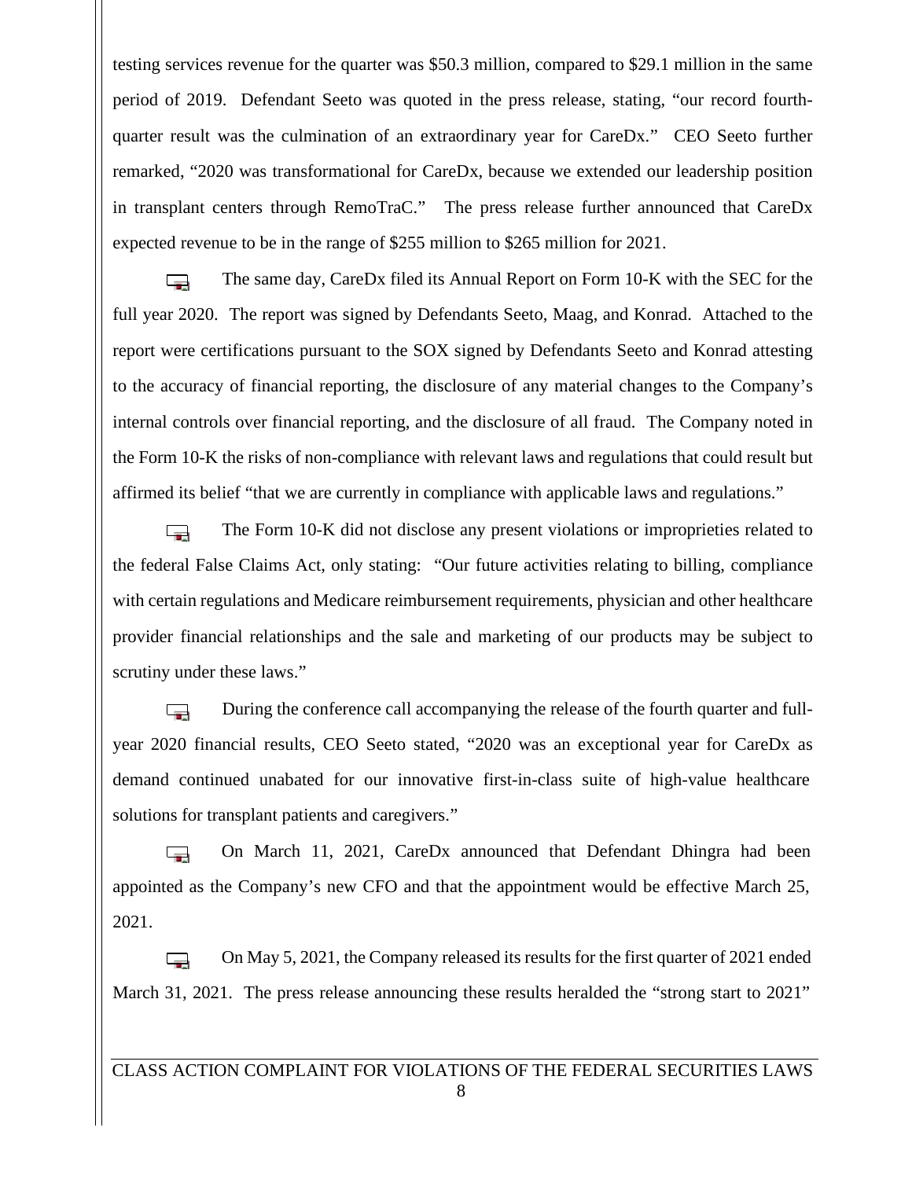testing services revenue for the quarter was $50.3 million, compared to $29.1 million in the same period of 2019. Defendant Seeto was quoted in the press release, stating, "our record fourth-quarter result was the culmination of an extraordinary year for CareDx." CEO Seeto further remarked, "2020 was transformational for CareDx, because we extended our leadership position in transplant centers through RemoTraC." The press release further announced that CareDx expected revenue to be in the range of $255 million to $265 million for 2021.

The same day, CareDx filed its Annual Report on Form 10-K with the SEC for the full year 2020. The report was signed by Defendants Seeto, Maag, and Konrad. Attached to the report were certifications pursuant to the SOX signed by Defendants Seeto and Konrad attesting to the accuracy of financial reporting, the disclosure of any material changes to the Company's internal controls over financial reporting, and the disclosure of all fraud. The Company noted in the Form 10-K the risks of non-compliance with relevant laws and regulations that could result but affirmed its belief "that we are currently in compliance with applicable laws and regulations."

The Form 10-K did not disclose any present violations or improprieties related to the federal False Claims Act, only stating: "Our future activities relating to billing, compliance with certain regulations and Medicare reimbursement requirements, physician and other healthcare provider financial relationships and the sale and marketing of our products may be subject to scrutiny under these laws."

During the conference call accompanying the release of the fourth quarter and full-year 2020 financial results, CEO Seeto stated, "2020 was an exceptional year for CareDx as demand continued unabated for our innovative first-in-class suite of high-value healthcare solutions for transplant patients and caregivers."

On March 11, 2021, CareDx announced that Defendant Dhingra had been appointed as the Company's new CFO and that the appointment would be effective March 25, 2021.

On May 5, 2021, the Company released its results for the first quarter of 2021 ended March 31, 2021. The press release announcing these results heralded the "strong start to 2021"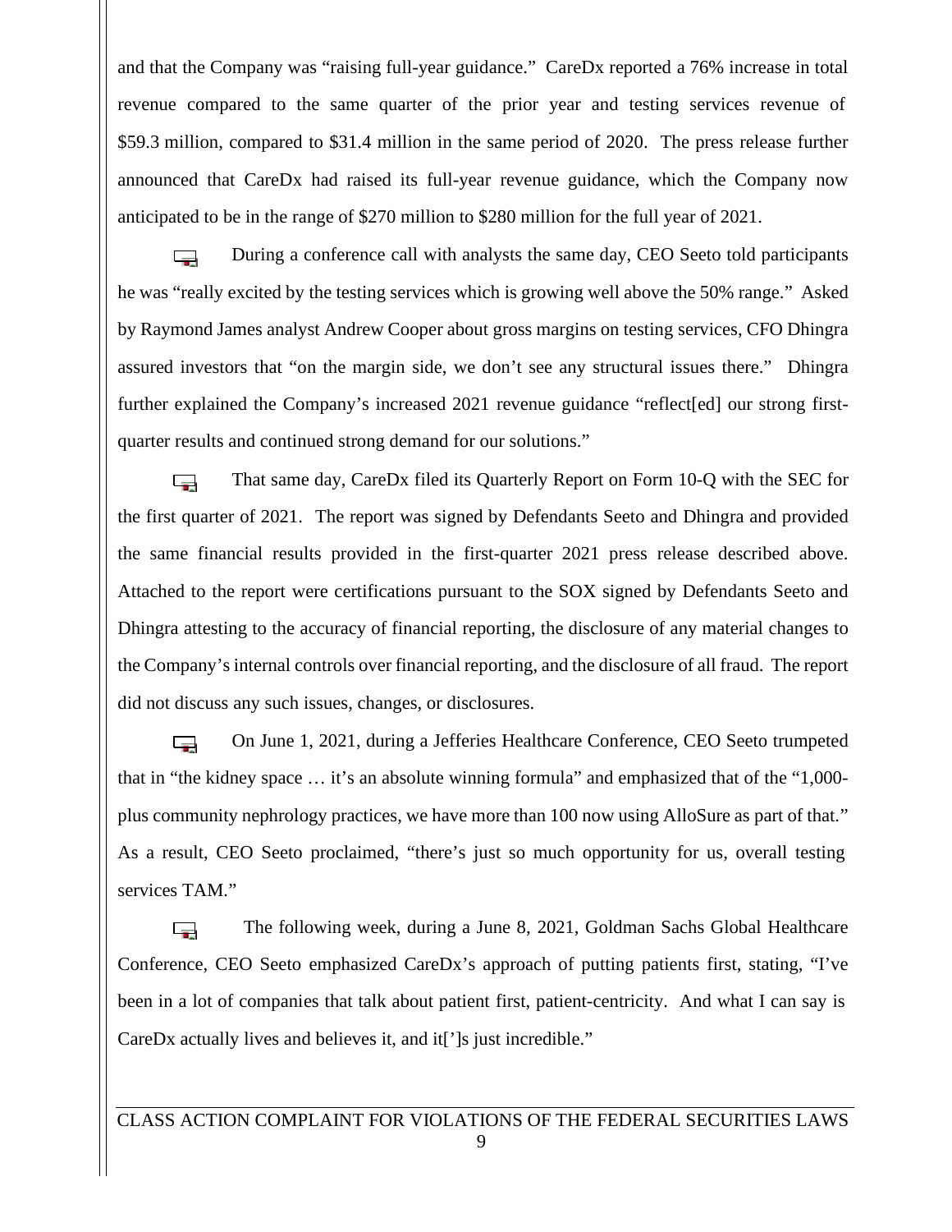and that the Company was "raising full-year guidance." CareDx reported a 76% increase in total revenue compared to the same quarter of the prior year and testing services revenue of $59.3 million, compared to $31.4 million in the same period of 2020. The press release further announced that CareDx had raised its full-year revenue guidance, which the Company now anticipated to be in the range of $270 million to $280 million for the full year of 2021.

During a conference call with analysts the same day, CEO Seeto told participants he was "really excited by the testing services which is growing well above the 50% range." Asked by Raymond James analyst Andrew Cooper about gross margins on testing services, CFO Dhingra assured investors that "on the margin side, we don't see any structural issues there." Dhingra further explained the Company's increased 2021 revenue guidance "reflect[ed] our strong first-quarter results and continued strong demand for our solutions."

That same day, CareDx filed its Quarterly Report on Form 10-Q with the SEC for the first quarter of 2021. The report was signed by Defendants Seeto and Dhingra and provided the same financial results provided in the first-quarter 2021 press release described above. Attached to the report were certifications pursuant to the SOX signed by Defendants Seeto and Dhingra attesting to the accuracy of financial reporting, the disclosure of any material changes to the Company's internal controls over financial reporting, and the disclosure of all fraud. The report did not discuss any such issues, changes, or disclosures.

On June 1, 2021, during a Jefferies Healthcare Conference, CEO Seeto trumpeted that in "the kidney space … it's an absolute winning formula" and emphasized that of the "1,000-plus community nephrology practices, we have more than 100 now using AlloSure as part of that." As a result, CEO Seeto proclaimed, "there's just so much opportunity for us, overall testing services TAM."

The following week, during a June 8, 2021, Goldman Sachs Global Healthcare Conference, CEO Seeto emphasized CareDx's approach of putting patients first, stating, "I've been in a lot of companies that talk about patient first, patient-centricity. And what I can say is CareDx actually lives and believes it, and it[']s just incredible."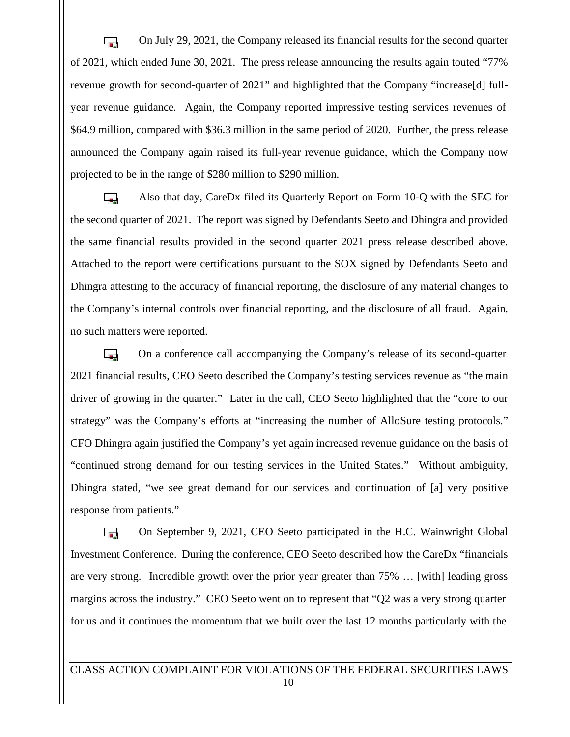On July 29, 2021, the Company released its financial results for the second quarter of 2021, which ended June 30, 2021. The press release announcing the results again touted "77% revenue growth for second-quarter of 2021" and highlighted that the Company "increase[d] full-year revenue guidance. Again, the Company reported impressive testing services revenues of $64.9 million, compared with $36.3 million in the same period of 2020. Further, the press release announced the Company again raised its full-year revenue guidance, which the Company now projected to be in the range of $280 million to $290 million.

Also that day, CareDx filed its Quarterly Report on Form 10-Q with the SEC for the second quarter of 2021. The report was signed by Defendants Seeto and Dhingra and provided the same financial results provided in the second quarter 2021 press release described above. Attached to the report were certifications pursuant to the SOX signed by Defendants Seeto and Dhingra attesting to the accuracy of financial reporting, the disclosure of any material changes to the Company's internal controls over financial reporting, and the disclosure of all fraud. Again, no such matters were reported.

On a conference call accompanying the Company's release of its second-quarter 2021 financial results, CEO Seeto described the Company's testing services revenue as "the main driver of growing in the quarter." Later in the call, CEO Seeto highlighted that the "core to our strategy" was the Company's efforts at "increasing the number of AlloSure testing protocols." CFO Dhingra again justified the Company's yet again increased revenue guidance on the basis of "continued strong demand for our testing services in the United States." Without ambiguity, Dhingra stated, "we see great demand for our services and continuation of [a] very positive response from patients."

On September 9, 2021, CEO Seeto participated in the H.C. Wainwright Global Investment Conference. During the conference, CEO Seeto described how the CareDx "financials are very strong. Incredible growth over the prior year greater than 75% … [with] leading gross margins across the industry." CEO Seeto went on to represent that "Q2 was a very strong quarter for us and it continues the momentum that we built over the last 12 months particularly with the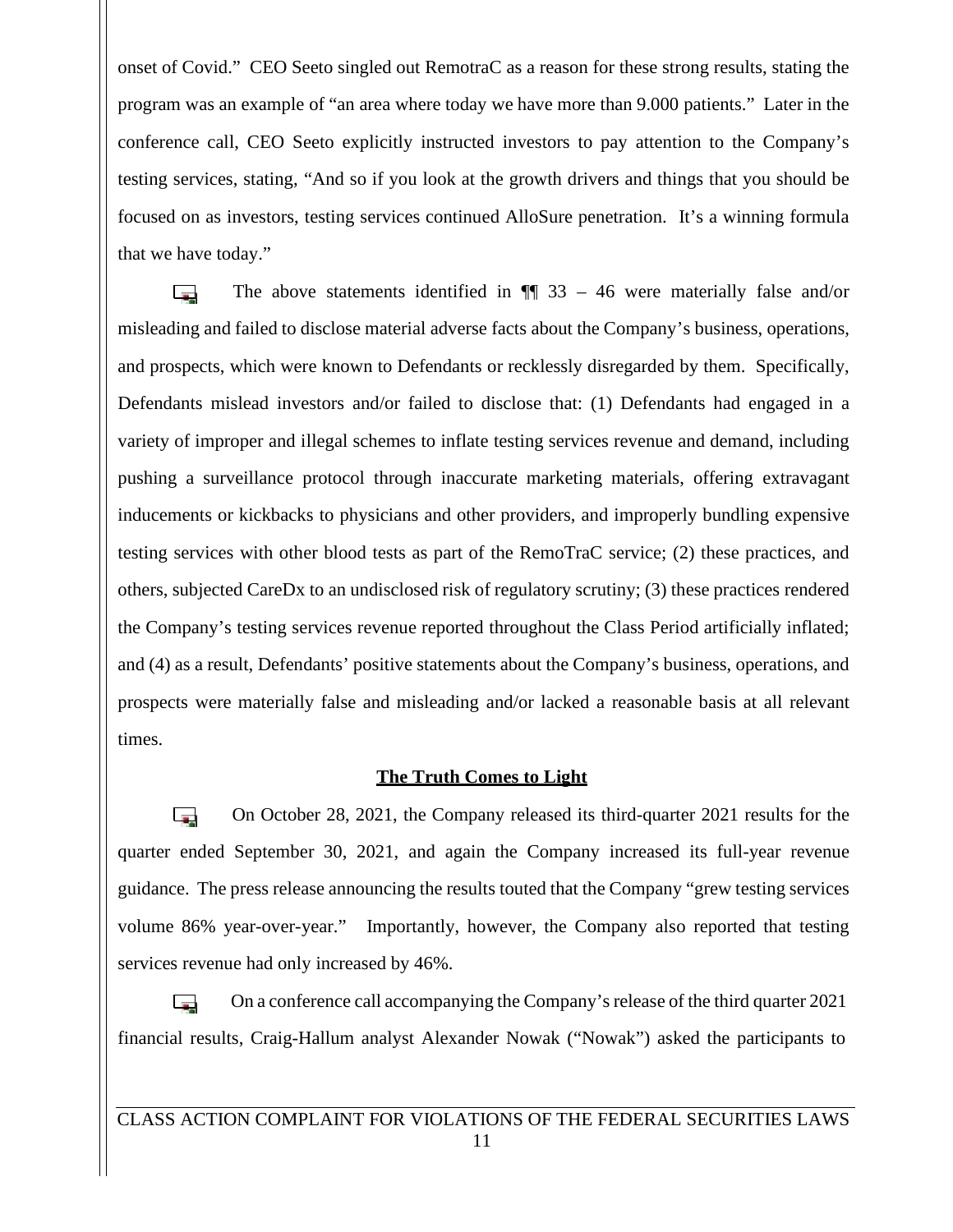onset of Covid." CEO Seeto singled out RemotraC as a reason for these strong results, stating the program was an example of "an area where today we have more than 9.000 patients." Later in the conference call, CEO Seeto explicitly instructed investors to pay attention to the Company's testing services, stating, "And so if you look at the growth drivers and things that you should be focused on as investors, testing services continued AlloSure penetration. It's a winning formula that we have today."

The above statements identified in ¶¶ 33 – 46 were materially false and/or misleading and failed to disclose material adverse facts about the Company's business, operations, and prospects, which were known to Defendants or recklessly disregarded by them. Specifically, Defendants mislead investors and/or failed to disclose that: (1) Defendants had engaged in a variety of improper and illegal schemes to inflate testing services revenue and demand, including pushing a surveillance protocol through inaccurate marketing materials, offering extravagant inducements or kickbacks to physicians and other providers, and improperly bundling expensive testing services with other blood tests as part of the RemoTraC service; (2) these practices, and others, subjected CareDx to an undisclosed risk of regulatory scrutiny; (3) these practices rendered the Company's testing services revenue reported throughout the Class Period artificially inflated; and (4) as a result, Defendants' positive statements about the Company's business, operations, and prospects were materially false and misleading and/or lacked a reasonable basis at all relevant times.

**The Truth Comes to Light**

On October 28, 2021, the Company released its third-quarter 2021 results for the quarter ended September 30, 2021, and again the Company increased its full-year revenue guidance. The press release announcing the results touted that the Company "grew testing services volume 86% year-over-year." Importantly, however, the Company also reported that testing services revenue had only increased by 46%.

On a conference call accompanying the Company's release of the third quarter 2021 financial results, Craig-Hallum analyst Alexander Nowak ("Nowak") asked the participants to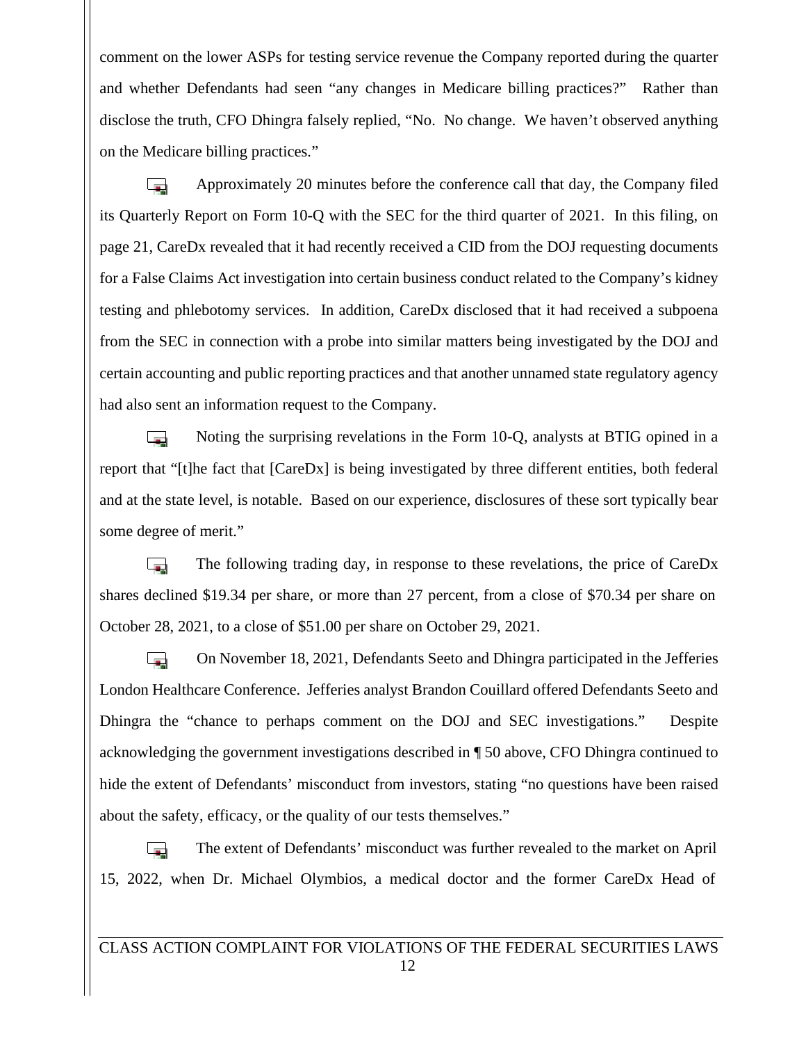comment on the lower ASPs for testing service revenue the Company reported during the quarter and whether Defendants had seen "any changes in Medicare billing practices?" Rather than disclose the truth, CFO Dhingra falsely replied, "No. No change. We haven't observed anything on the Medicare billing practices."

Approximately 20 minutes before the conference call that day, the Company filed its Quarterly Report on Form 10-Q with the SEC for the third quarter of 2021. In this filing, on page 21, CareDx revealed that it had recently received a CID from the DOJ requesting documents for a False Claims Act investigation into certain business conduct related to the Company's kidney testing and phlebotomy services. In addition, CareDx disclosed that it had received a subpoena from the SEC in connection with a probe into similar matters being investigated by the DOJ and certain accounting and public reporting practices and that another unnamed state regulatory agency had also sent an information request to the Company.

Noting the surprising revelations in the Form 10-Q, analysts at BTIG opined in a report that "[t]he fact that [CareDx] is being investigated by three different entities, both federal and at the state level, is notable. Based on our experience, disclosures of these sort typically bear some degree of merit."

The following trading day, in response to these revelations, the price of CareDx shares declined $19.34 per share, or more than 27 percent, from a close of $70.34 per share on October 28, 2021, to a close of $51.00 per share on October 29, 2021.

On November 18, 2021, Defendants Seeto and Dhingra participated in the Jefferies London Healthcare Conference. Jefferies analyst Brandon Couillard offered Defendants Seeto and Dhingra the "chance to perhaps comment on the DOJ and SEC investigations." Despite acknowledging the government investigations described in ¶ 50 above, CFO Dhingra continued to hide the extent of Defendants' misconduct from investors, stating "no questions have been raised about the safety, efficacy, or the quality of our tests themselves."

The extent of Defendants' misconduct was further revealed to the market on April 15, 2022, when Dr. Michael Olymbios, a medical doctor and the former CareDx Head of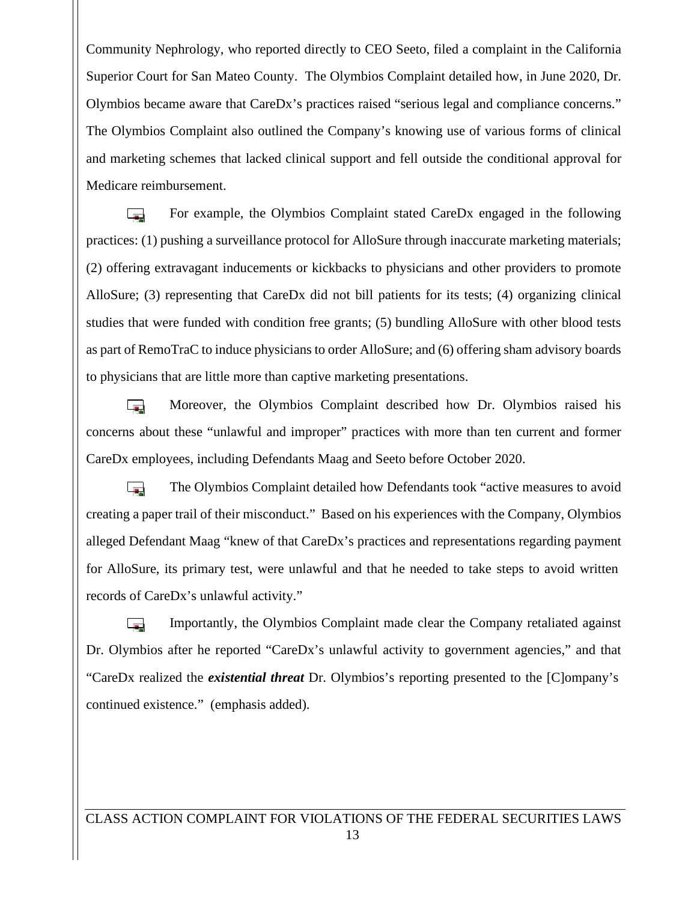Community Nephrology, who reported directly to CEO Seeto, filed a complaint in the California Superior Court for San Mateo County. The Olymbios Complaint detailed how, in June 2020, Dr. Olymbios became aware that CareDx's practices raised "serious legal and compliance concerns." The Olymbios Complaint also outlined the Company's knowing use of various forms of clinical and marketing schemes that lacked clinical support and fell outside the conditional approval for Medicare reimbursement.

For example, the Olymbios Complaint stated CareDx engaged in the following practices: (1) pushing a surveillance protocol for AlloSure through inaccurate marketing materials; (2) offering extravagant inducements or kickbacks to physicians and other providers to promote AlloSure; (3) representing that CareDx did not bill patients for its tests; (4) organizing clinical studies that were funded with condition free grants; (5) bundling AlloSure with other blood tests as part of RemoTraC to induce physicians to order AlloSure; and (6) offering sham advisory boards to physicians that are little more than captive marketing presentations.

Moreover, the Olymbios Complaint described how Dr. Olymbios raised his concerns about these "unlawful and improper" practices with more than ten current and former CareDx employees, including Defendants Maag and Seeto before October 2020.

The Olymbios Complaint detailed how Defendants took "active measures to avoid creating a paper trail of their misconduct." Based on his experiences with the Company, Olymbios alleged Defendant Maag "knew of that CareDx's practices and representations regarding payment for AlloSure, its primary test, were unlawful and that he needed to take steps to avoid written records of CareDx's unlawful activity."

Importantly, the Olymbios Complaint made clear the Company retaliated against Dr. Olymbios after he reported "CareDx's unlawful activity to government agencies," and that "CareDx realized the ***existential threat*** Dr. Olymbios's reporting presented to the [C]ompany's continued existence." (emphasis added).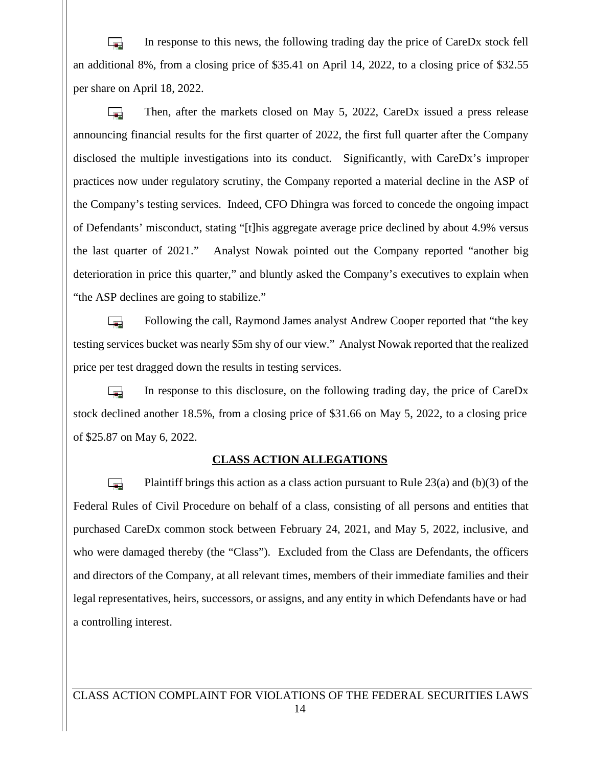In response to this news, the following trading day the price of CareDx stock fell an additional 8%, from a closing price of $35.41 on April 14, 2022, to a closing price of $32.55 per share on April 18, 2022.

Then, after the markets closed on May 5, 2022, CareDx issued a press release announcing financial results for the first quarter of 2022, the first full quarter after the Company disclosed the multiple investigations into its conduct. Significantly, with CareDx's improper practices now under regulatory scrutiny, the Company reported a material decline in the ASP of the Company's testing services. Indeed, CFO Dhingra was forced to concede the ongoing impact of Defendants' misconduct, stating "[t]his aggregate average price declined by about 4.9% versus the last quarter of 2021." Analyst Nowak pointed out the Company reported "another big deterioration in price this quarter," and bluntly asked the Company's executives to explain when "the ASP declines are going to stabilize."

Following the call, Raymond James analyst Andrew Cooper reported that "the key testing services bucket was nearly $5m shy of our view." Analyst Nowak reported that the realized price per test dragged down the results in testing services.

In response to this disclosure, on the following trading day, the price of CareDx stock declined another 18.5%, from a closing price of $31.66 on May 5, 2022, to a closing price of $25.87 on May 6, 2022.

## CLASS ACTION ALLEGATIONS

Plaintiff brings this action as a class action pursuant to Rule 23(a) and (b)(3) of the Federal Rules of Civil Procedure on behalf of a class, consisting of all persons and entities that purchased CareDx common stock between February 24, 2021, and May 5, 2022, inclusive, and who were damaged thereby (the "Class"). Excluded from the Class are Defendants, the officers and directors of the Company, at all relevant times, members of their immediate families and their legal representatives, heirs, successors, or assigns, and any entity in which Defendants have or had a controlling interest.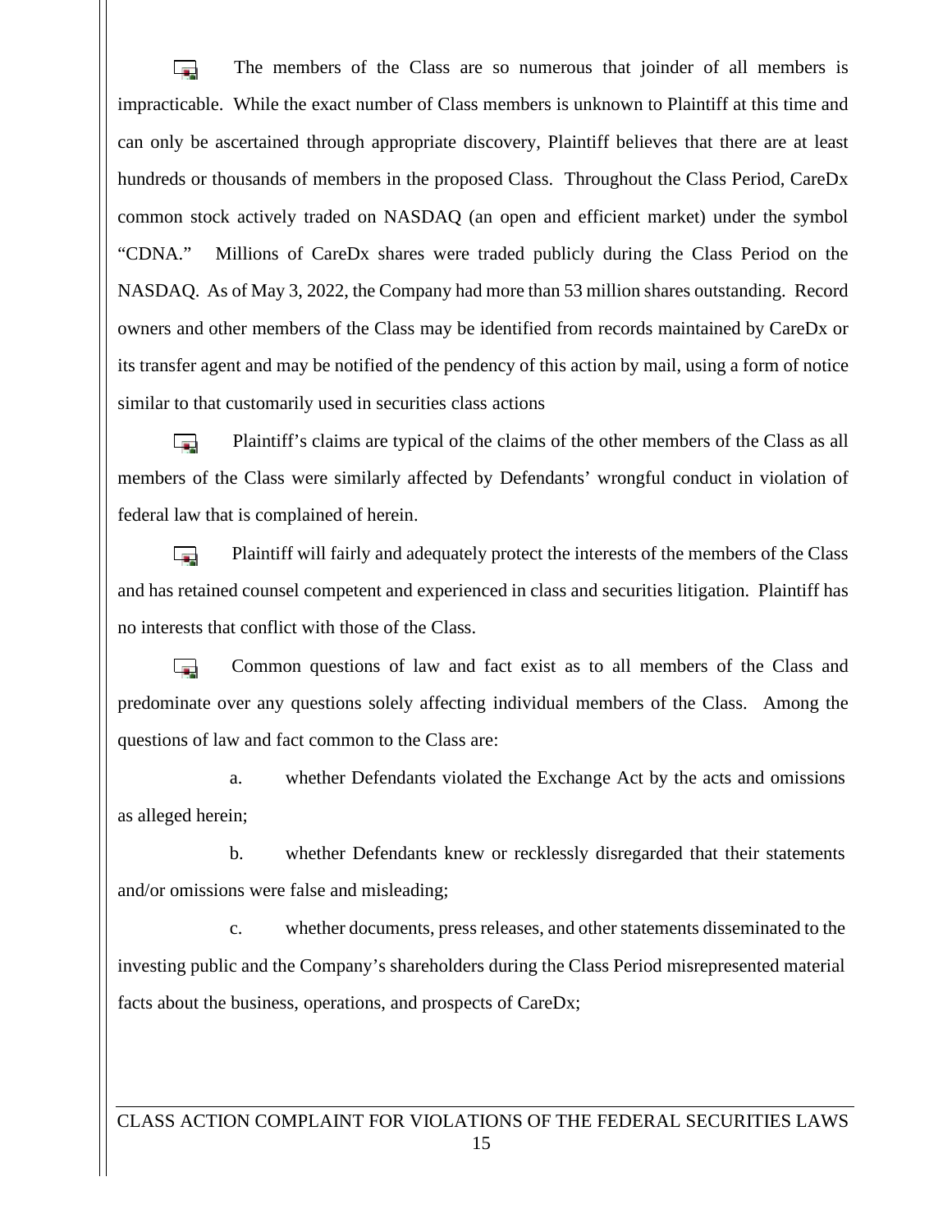The members of the Class are so numerous that joinder of all members is impracticable. While the exact number of Class members is unknown to Plaintiff at this time and can only be ascertained through appropriate discovery, Plaintiff believes that there are at least hundreds or thousands of members in the proposed Class. Throughout the Class Period, CareDx common stock actively traded on NASDAQ (an open and efficient market) under the symbol "CDNA." Millions of CareDx shares were traded publicly during the Class Period on the NASDAQ. As of May 3, 2022, the Company had more than 53 million shares outstanding. Record owners and other members of the Class may be identified from records maintained by CareDx or its transfer agent and may be notified of the pendency of this action by mail, using a form of notice similar to that customarily used in securities class actions

Plaintiff's claims are typical of the claims of the other members of the Class as all members of the Class were similarly affected by Defendants' wrongful conduct in violation of federal law that is complained of herein.

Plaintiff will fairly and adequately protect the interests of the members of the Class and has retained counsel competent and experienced in class and securities litigation. Plaintiff has no interests that conflict with those of the Class.

Common questions of law and fact exist as to all members of the Class and predominate over any questions solely affecting individual members of the Class. Among the questions of law and fact common to the Class are:

a. whether Defendants violated the Exchange Act by the acts and omissions as alleged herein;

b. whether Defendants knew or recklessly disregarded that their statements and/or omissions were false and misleading;

c. whether documents, press releases, and other statements disseminated to the investing public and the Company's shareholders during the Class Period misrepresented material facts about the business, operations, and prospects of CareDx;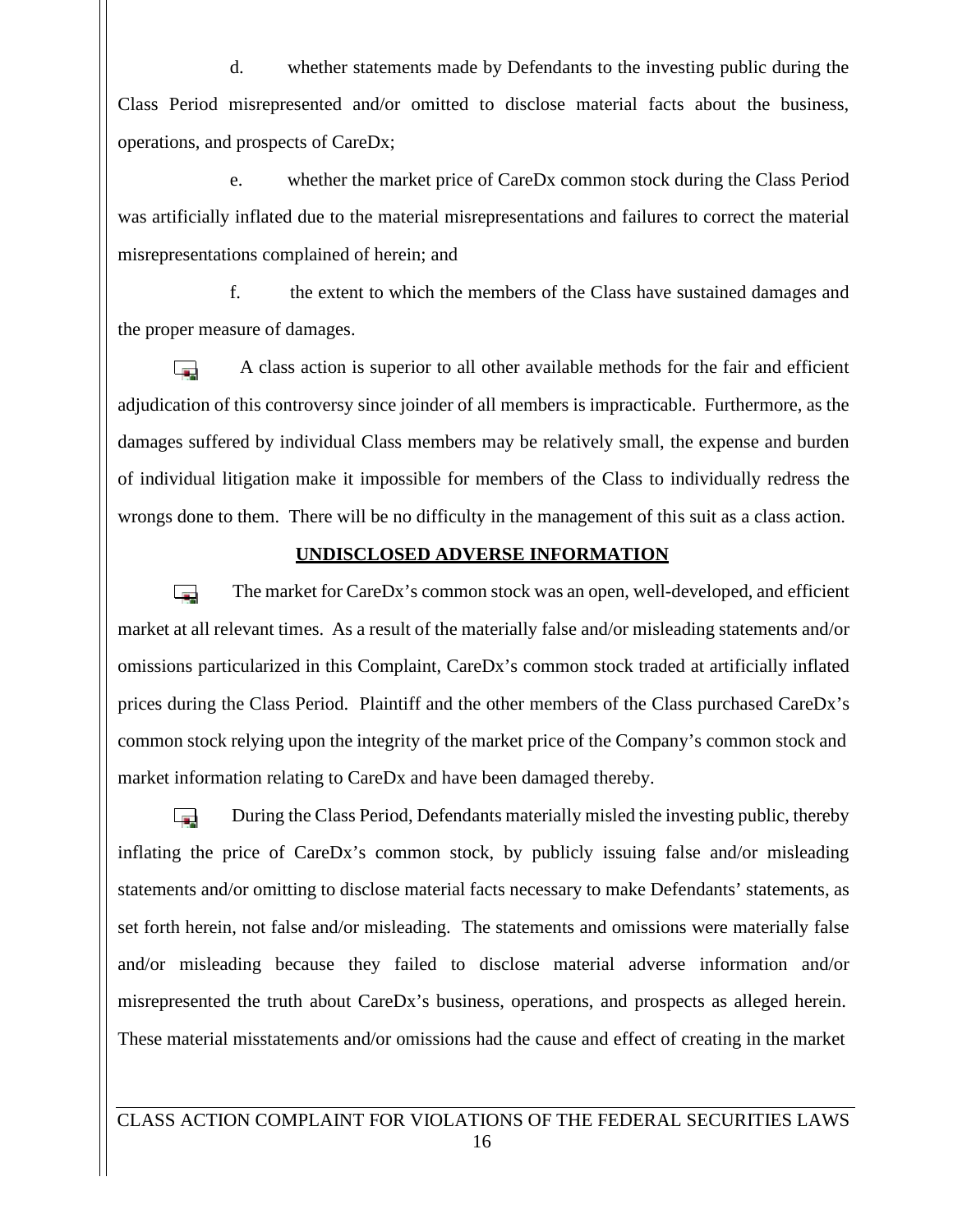d. whether statements made by Defendants to the investing public during the Class Period misrepresented and/or omitted to disclose material facts about the business, operations, and prospects of CareDx;

e. whether the market price of CareDx common stock during the Class Period was artificially inflated due to the material misrepresentations and failures to correct the material misrepresentations complained of herein; and

f. the extent to which the members of the Class have sustained damages and the proper measure of damages.

A class action is superior to all other available methods for the fair and efficient adjudication of this controversy since joinder of all members is impracticable. Furthermore, as the damages suffered by individual Class members may be relatively small, the expense and burden of individual litigation make it impossible for members of the Class to individually redress the wrongs done to them. There will be no difficulty in the management of this suit as a class action.

## UNDISCLOSED ADVERSE INFORMATION

The market for CareDx's common stock was an open, well-developed, and efficient market at all relevant times. As a result of the materially false and/or misleading statements and/or omissions particularized in this Complaint, CareDx's common stock traded at artificially inflated prices during the Class Period. Plaintiff and the other members of the Class purchased CareDx's common stock relying upon the integrity of the market price of the Company's common stock and market information relating to CareDx and have been damaged thereby.

During the Class Period, Defendants materially misled the investing public, thereby inflating the price of CareDx's common stock, by publicly issuing false and/or misleading statements and/or omitting to disclose material facts necessary to make Defendants' statements, as set forth herein, not false and/or misleading. The statements and omissions were materially false and/or misleading because they failed to disclose material adverse information and/or misrepresented the truth about CareDx's business, operations, and prospects as alleged herein. These material misstatements and/or omissions had the cause and effect of creating in the market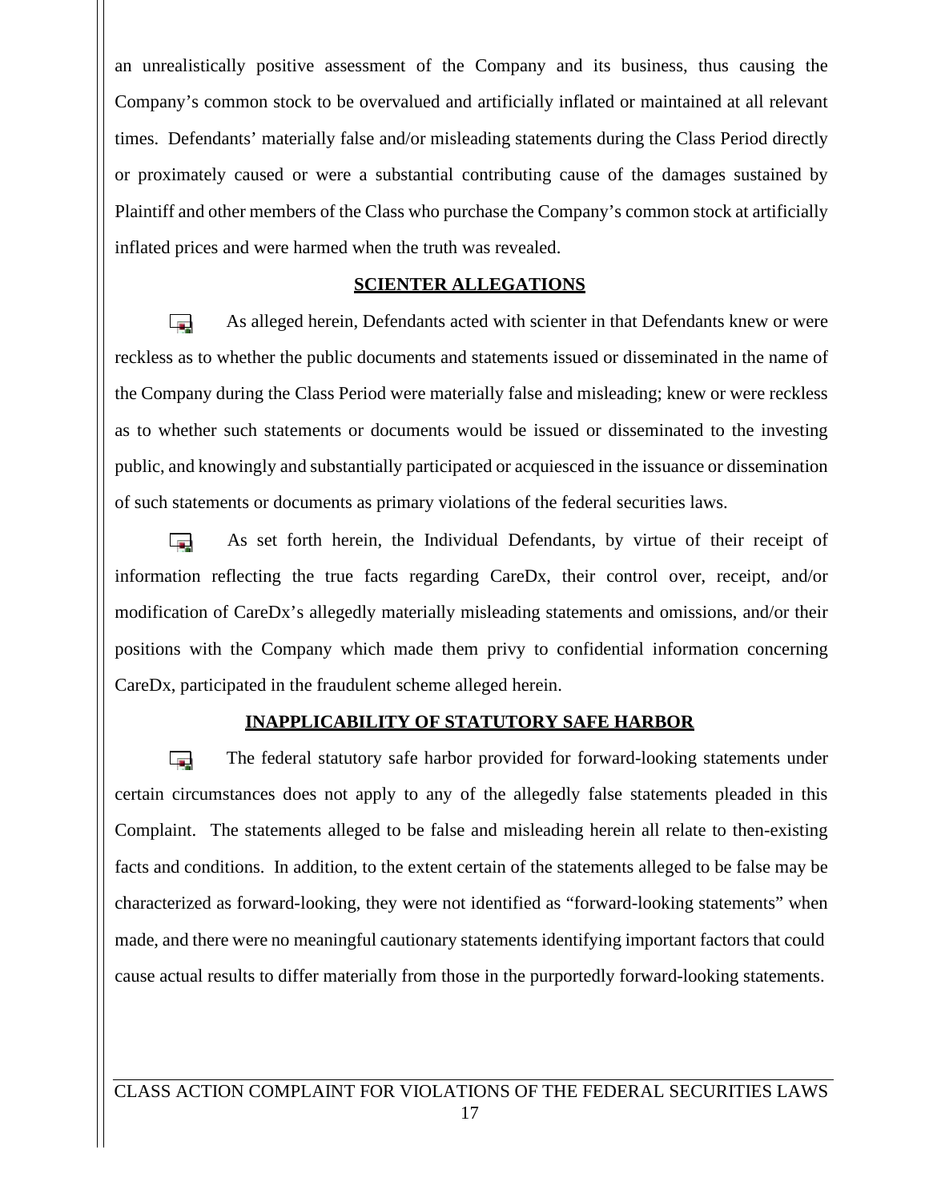an unrealistically positive assessment of the Company and its business, thus causing the Company's common stock to be overvalued and artificially inflated or maintained at all relevant times. Defendants' materially false and/or misleading statements during the Class Period directly or proximately caused or were a substantial contributing cause of the damages sustained by Plaintiff and other members of the Class who purchase the Company's common stock at artificially inflated prices and were harmed when the truth was revealed.

## SCIENTER ALLEGATIONS

As alleged herein, Defendants acted with scienter in that Defendants knew or were reckless as to whether the public documents and statements issued or disseminated in the name of the Company during the Class Period were materially false and misleading; knew or were reckless as to whether such statements or documents would be issued or disseminated to the investing public, and knowingly and substantially participated or acquiesced in the issuance or dissemination of such statements or documents as primary violations of the federal securities laws.

As set forth herein, the Individual Defendants, by virtue of their receipt of information reflecting the true facts regarding CareDx, their control over, receipt, and/or modification of CareDx's allegedly materially misleading statements and omissions, and/or their positions with the Company which made them privy to confidential information concerning CareDx, participated in the fraudulent scheme alleged herein.

## INAPPLICABILITY OF STATUTORY SAFE HARBOR

The federal statutory safe harbor provided for forward-looking statements under certain circumstances does not apply to any of the allegedly false statements pleaded in this Complaint. The statements alleged to be false and misleading herein all relate to then-existing facts and conditions. In addition, to the extent certain of the statements alleged to be false may be characterized as forward-looking, they were not identified as "forward-looking statements" when made, and there were no meaningful cautionary statements identifying important factors that could cause actual results to differ materially from those in the purportedly forward-looking statements.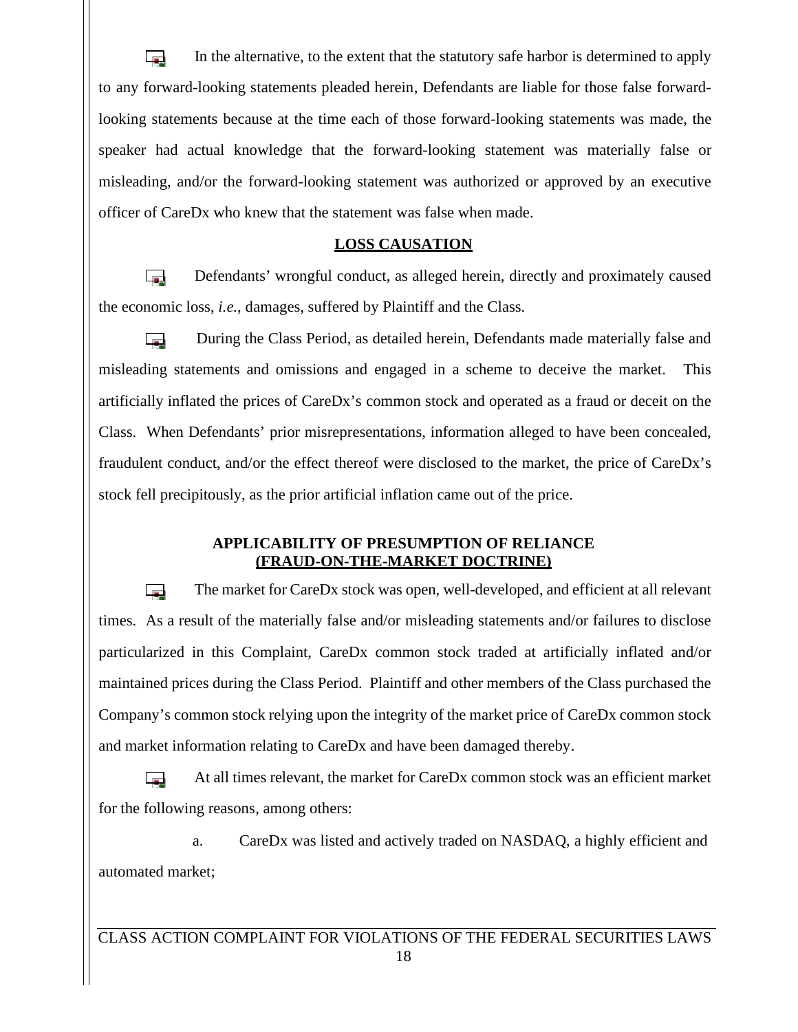In the alternative, to the extent that the statutory safe harbor is determined to apply to any forward-looking statements pleaded herein, Defendants are liable for those false forward-looking statements because at the time each of those forward-looking statements was made, the speaker had actual knowledge that the forward-looking statement was materially false or misleading, and/or the forward-looking statement was authorized or approved by an executive officer of CareDx who knew that the statement was false when made.

## LOSS CAUSATION

Defendants' wrongful conduct, as alleged herein, directly and proximately caused the economic loss, *i.e.*, damages, suffered by Plaintiff and the Class.

During the Class Period, as detailed herein, Defendants made materially false and misleading statements and omissions and engaged in a scheme to deceive the market. This artificially inflated the prices of CareDx's common stock and operated as a fraud or deceit on the Class. When Defendants' prior misrepresentations, information alleged to have been concealed, fraudulent conduct, and/or the effect thereof were disclosed to the market, the price of CareDx's stock fell precipitously, as the prior artificial inflation came out of the price.

## APPLICABILITY OF PRESUMPTION OF RELIANCE (FRAUD-ON-THE-MARKET DOCTRINE)

The market for CareDx stock was open, well-developed, and efficient at all relevant times. As a result of the materially false and/or misleading statements and/or failures to disclose particularized in this Complaint, CareDx common stock traded at artificially inflated and/or maintained prices during the Class Period. Plaintiff and other members of the Class purchased the Company's common stock relying upon the integrity of the market price of CareDx common stock and market information relating to CareDx and have been damaged thereby.

At all times relevant, the market for CareDx common stock was an efficient market for the following reasons, among others:

a. CareDx was listed and actively traded on NASDAQ, a highly efficient and automated market;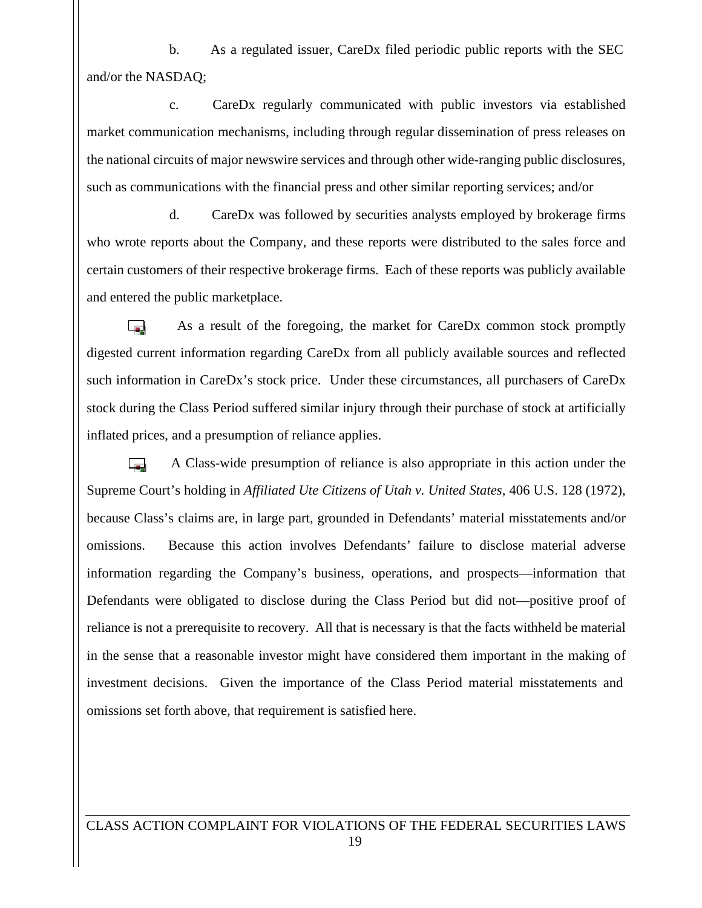b. As a regulated issuer, CareDx filed periodic public reports with the SEC and/or the NASDAQ;

c. CareDx regularly communicated with public investors via established market communication mechanisms, including through regular dissemination of press releases on the national circuits of major newswire services and through other wide-ranging public disclosures, such as communications with the financial press and other similar reporting services; and/or

d. CareDx was followed by securities analysts employed by brokerage firms who wrote reports about the Company, and these reports were distributed to the sales force and certain customers of their respective brokerage firms. Each of these reports was publicly available and entered the public marketplace.

As a result of the foregoing, the market for CareDx common stock promptly digested current information regarding CareDx from all publicly available sources and reflected such information in CareDx's stock price. Under these circumstances, all purchasers of CareDx stock during the Class Period suffered similar injury through their purchase of stock at artificially inflated prices, and a presumption of reliance applies.

A Class-wide presumption of reliance is also appropriate in this action under the Supreme Court's holding in *Affiliated Ute Citizens of Utah v. United States*, 406 U.S. 128 (1972), because Class's claims are, in large part, grounded in Defendants' material misstatements and/or omissions. Because this action involves Defendants' failure to disclose material adverse information regarding the Company's business, operations, and prospects—information that Defendants were obligated to disclose during the Class Period but did not—positive proof of reliance is not a prerequisite to recovery. All that is necessary is that the facts withheld be material in the sense that a reasonable investor might have considered them important in the making of investment decisions. Given the importance of the Class Period material misstatements and omissions set forth above, that requirement is satisfied here.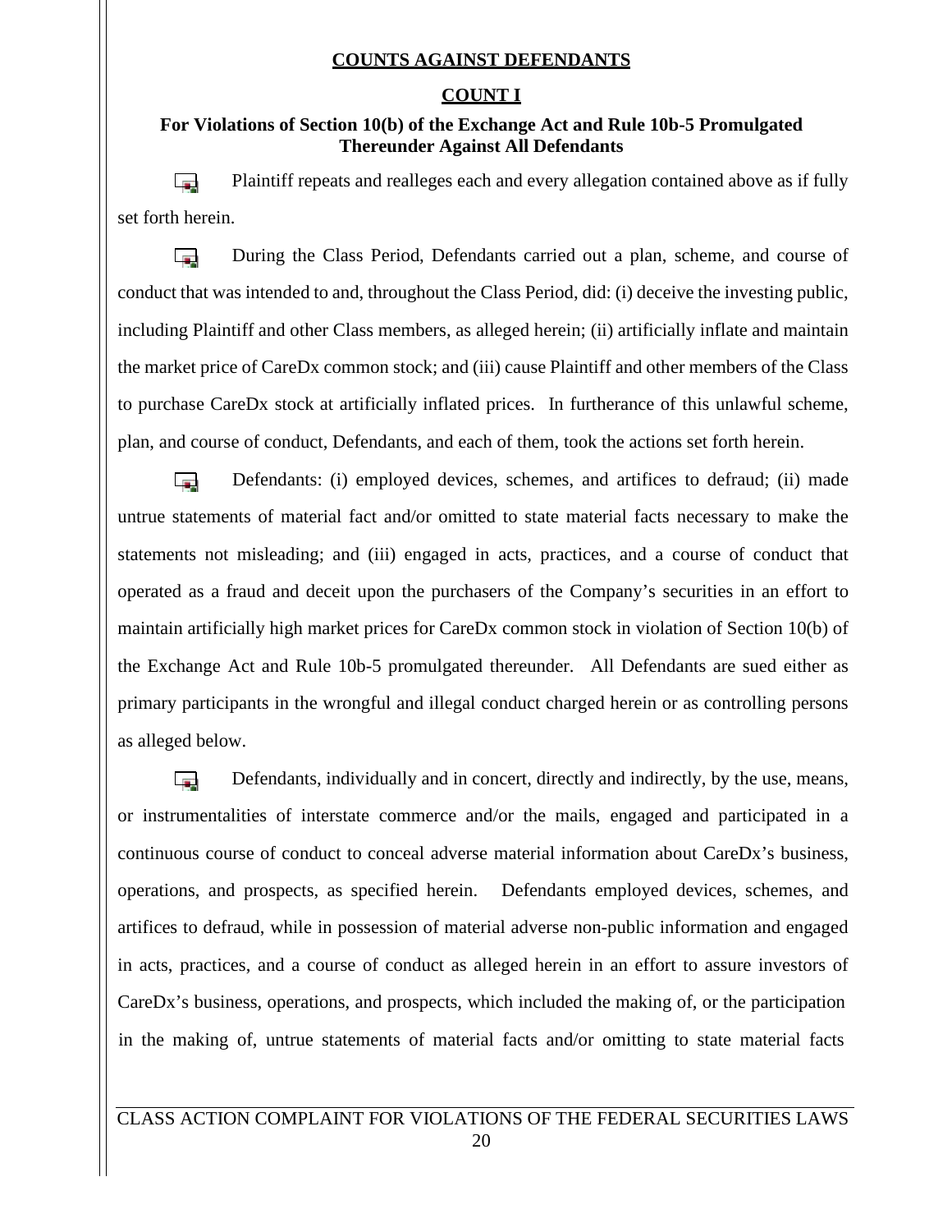## COUNTS AGAINST DEFENDANTS

## COUNT I

### For Violations of Section 10(b) of the Exchange Act and Rule 10b-5 Promulgated Thereunder Against All Defendants

Plaintiff repeats and realleges each and every allegation contained above as if fully set forth herein.

During the Class Period, Defendants carried out a plan, scheme, and course of conduct that was intended to and, throughout the Class Period, did: (i) deceive the investing public, including Plaintiff and other Class members, as alleged herein; (ii) artificially inflate and maintain the market price of CareDx common stock; and (iii) cause Plaintiff and other members of the Class to purchase CareDx stock at artificially inflated prices. In furtherance of this unlawful scheme, plan, and course of conduct, Defendants, and each of them, took the actions set forth herein.

Defendants: (i) employed devices, schemes, and artifices to defraud; (ii) made untrue statements of material fact and/or omitted to state material facts necessary to make the statements not misleading; and (iii) engaged in acts, practices, and a course of conduct that operated as a fraud and deceit upon the purchasers of the Company's securities in an effort to maintain artificially high market prices for CareDx common stock in violation of Section 10(b) of the Exchange Act and Rule 10b-5 promulgated thereunder. All Defendants are sued either as primary participants in the wrongful and illegal conduct charged herein or as controlling persons as alleged below.

Defendants, individually and in concert, directly and indirectly, by the use, means, or instrumentalities of interstate commerce and/or the mails, engaged and participated in a continuous course of conduct to conceal adverse material information about CareDx's business, operations, and prospects, as specified herein. Defendants employed devices, schemes, and artifices to defraud, while in possession of material adverse non-public information and engaged in acts, practices, and a course of conduct as alleged herein in an effort to assure investors of CareDx's business, operations, and prospects, which included the making of, or the participation in the making of, untrue statements of material facts and/or omitting to state material facts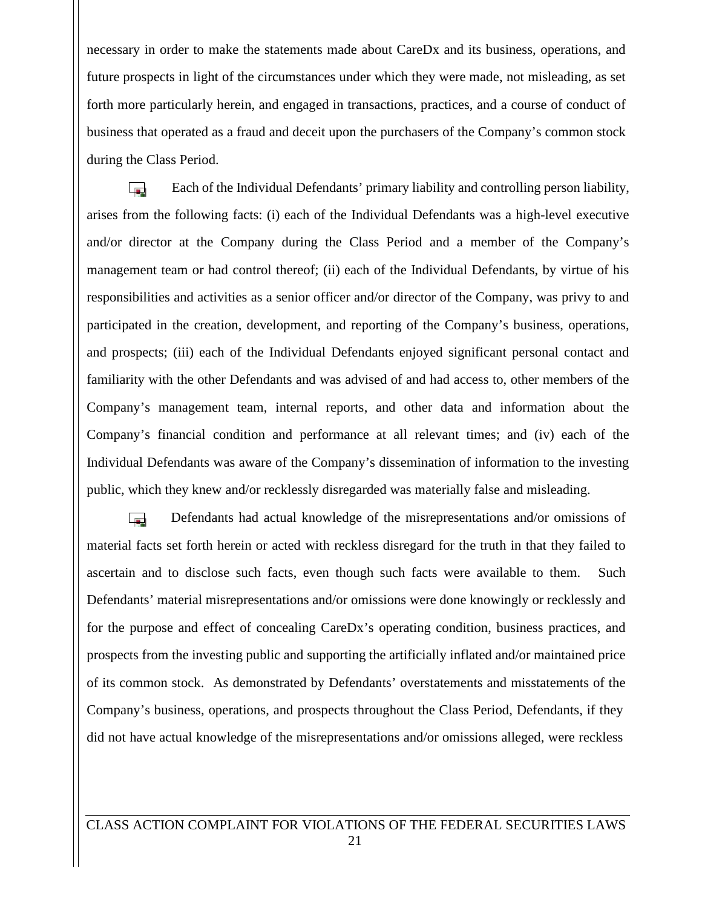necessary in order to make the statements made about CareDx and its business, operations, and future prospects in light of the circumstances under which they were made, not misleading, as set forth more particularly herein, and engaged in transactions, practices, and a course of conduct of business that operated as a fraud and deceit upon the purchasers of the Company's common stock during the Class Period.

Each of the Individual Defendants' primary liability and controlling person liability, arises from the following facts: (i) each of the Individual Defendants was a high-level executive and/or director at the Company during the Class Period and a member of the Company's management team or had control thereof; (ii) each of the Individual Defendants, by virtue of his responsibilities and activities as a senior officer and/or director of the Company, was privy to and participated in the creation, development, and reporting of the Company's business, operations, and prospects; (iii) each of the Individual Defendants enjoyed significant personal contact and familiarity with the other Defendants and was advised of and had access to, other members of the Company's management team, internal reports, and other data and information about the Company's financial condition and performance at all relevant times; and (iv) each of the Individual Defendants was aware of the Company's dissemination of information to the investing public, which they knew and/or recklessly disregarded was materially false and misleading.

Defendants had actual knowledge of the misrepresentations and/or omissions of material facts set forth herein or acted with reckless disregard for the truth in that they failed to ascertain and to disclose such facts, even though such facts were available to them. Such Defendants' material misrepresentations and/or omissions were done knowingly or recklessly and for the purpose and effect of concealing CareDx's operating condition, business practices, and prospects from the investing public and supporting the artificially inflated and/or maintained price of its common stock. As demonstrated by Defendants' overstatements and misstatements of the Company's business, operations, and prospects throughout the Class Period, Defendants, if they did not have actual knowledge of the misrepresentations and/or omissions alleged, were reckless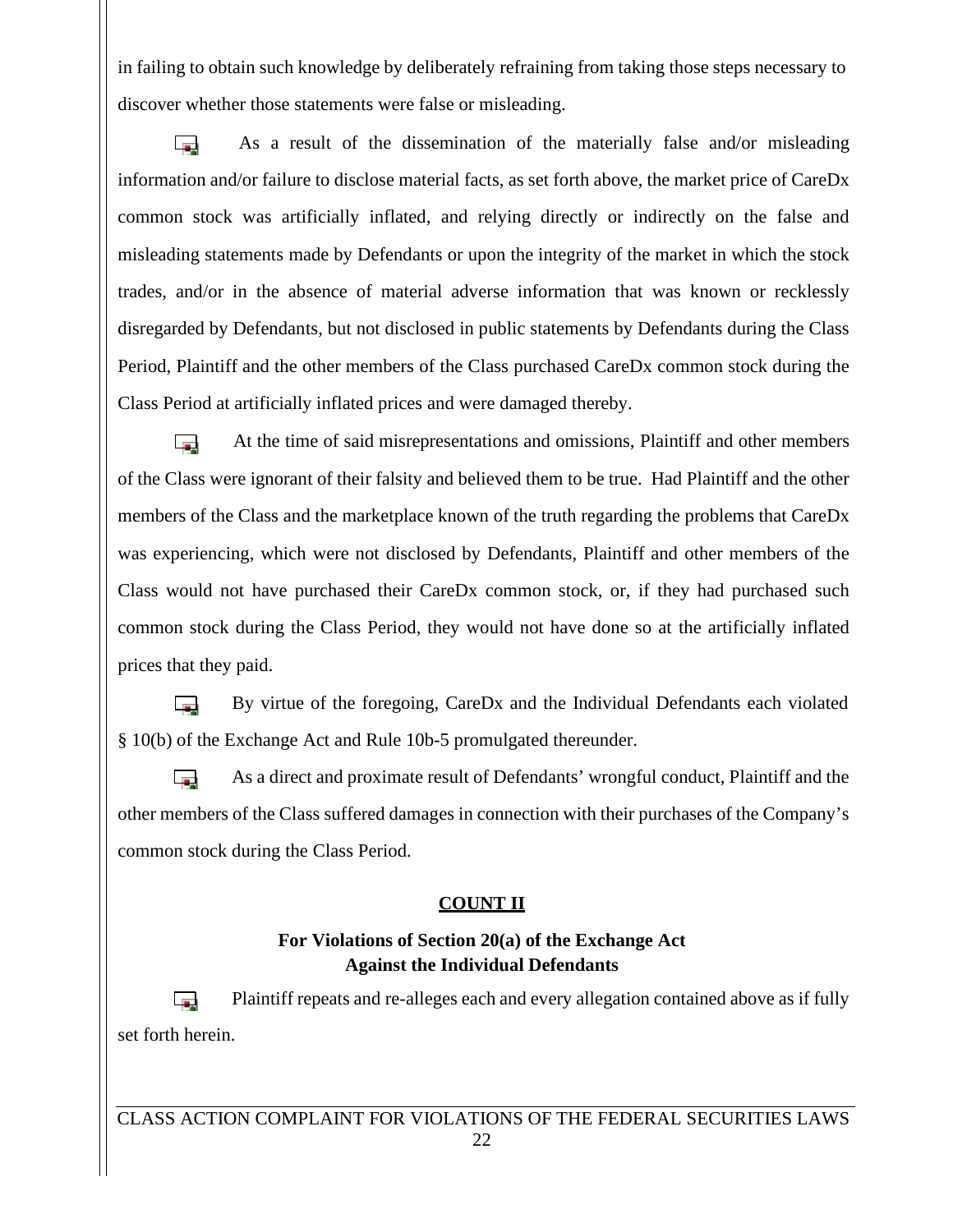in failing to obtain such knowledge by deliberately refraining from taking those steps necessary to discover whether those statements were false or misleading.

As a result of the dissemination of the materially false and/or misleading information and/or failure to disclose material facts, as set forth above, the market price of CareDx common stock was artificially inflated, and relying directly or indirectly on the false and misleading statements made by Defendants or upon the integrity of the market in which the stock trades, and/or in the absence of material adverse information that was known or recklessly disregarded by Defendants, but not disclosed in public statements by Defendants during the Class Period, Plaintiff and the other members of the Class purchased CareDx common stock during the Class Period at artificially inflated prices and were damaged thereby.

At the time of said misrepresentations and omissions, Plaintiff and other members of the Class were ignorant of their falsity and believed them to be true. Had Plaintiff and the other members of the Class and the marketplace known of the truth regarding the problems that CareDx was experiencing, which were not disclosed by Defendants, Plaintiff and other members of the Class would not have purchased their CareDx common stock, or, if they had purchased such common stock during the Class Period, they would not have done so at the artificially inflated prices that they paid.

By virtue of the foregoing, CareDx and the Individual Defendants each violated § 10(b) of the Exchange Act and Rule 10b-5 promulgated thereunder.

As a direct and proximate result of Defendants' wrongful conduct, Plaintiff and the other members of the Class suffered damages in connection with their purchases of the Company's common stock during the Class Period.

## COUNT II

### For Violations of Section 20(a) of the Exchange Act Against the Individual Defendants

Plaintiff repeats and re-alleges each and every allegation contained above as if fully set forth herein.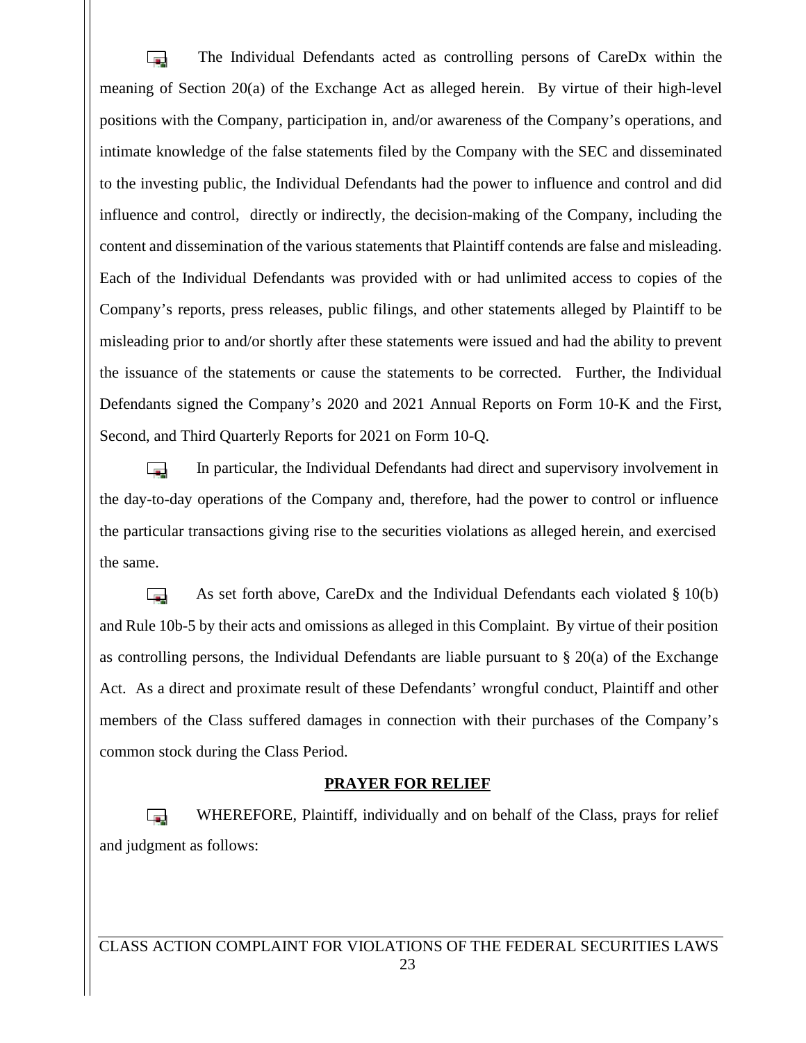The Individual Defendants acted as controlling persons of CareDx within the meaning of Section 20(a) of the Exchange Act as alleged herein. By virtue of their high-level positions with the Company, participation in, and/or awareness of the Company's operations, and intimate knowledge of the false statements filed by the Company with the SEC and disseminated to the investing public, the Individual Defendants had the power to influence and control and did influence and control, directly or indirectly, the decision-making of the Company, including the content and dissemination of the various statements that Plaintiff contends are false and misleading. Each of the Individual Defendants was provided with or had unlimited access to copies of the Company's reports, press releases, public filings, and other statements alleged by Plaintiff to be misleading prior to and/or shortly after these statements were issued and had the ability to prevent the issuance of the statements or cause the statements to be corrected. Further, the Individual Defendants signed the Company's 2020 and 2021 Annual Reports on Form 10-K and the First, Second, and Third Quarterly Reports for 2021 on Form 10-Q.

In particular, the Individual Defendants had direct and supervisory involvement in the day-to-day operations of the Company and, therefore, had the power to control or influence the particular transactions giving rise to the securities violations as alleged herein, and exercised the same.

As set forth above, CareDx and the Individual Defendants each violated § 10(b) and Rule 10b-5 by their acts and omissions as alleged in this Complaint. By virtue of their position as controlling persons, the Individual Defendants are liable pursuant to § 20(a) of the Exchange Act. As a direct and proximate result of these Defendants' wrongful conduct, Plaintiff and other members of the Class suffered damages in connection with their purchases of the Company's common stock during the Class Period.

## PRAYER FOR RELIEF

WHEREFORE, Plaintiff, individually and on behalf of the Class, prays for relief and judgment as follows: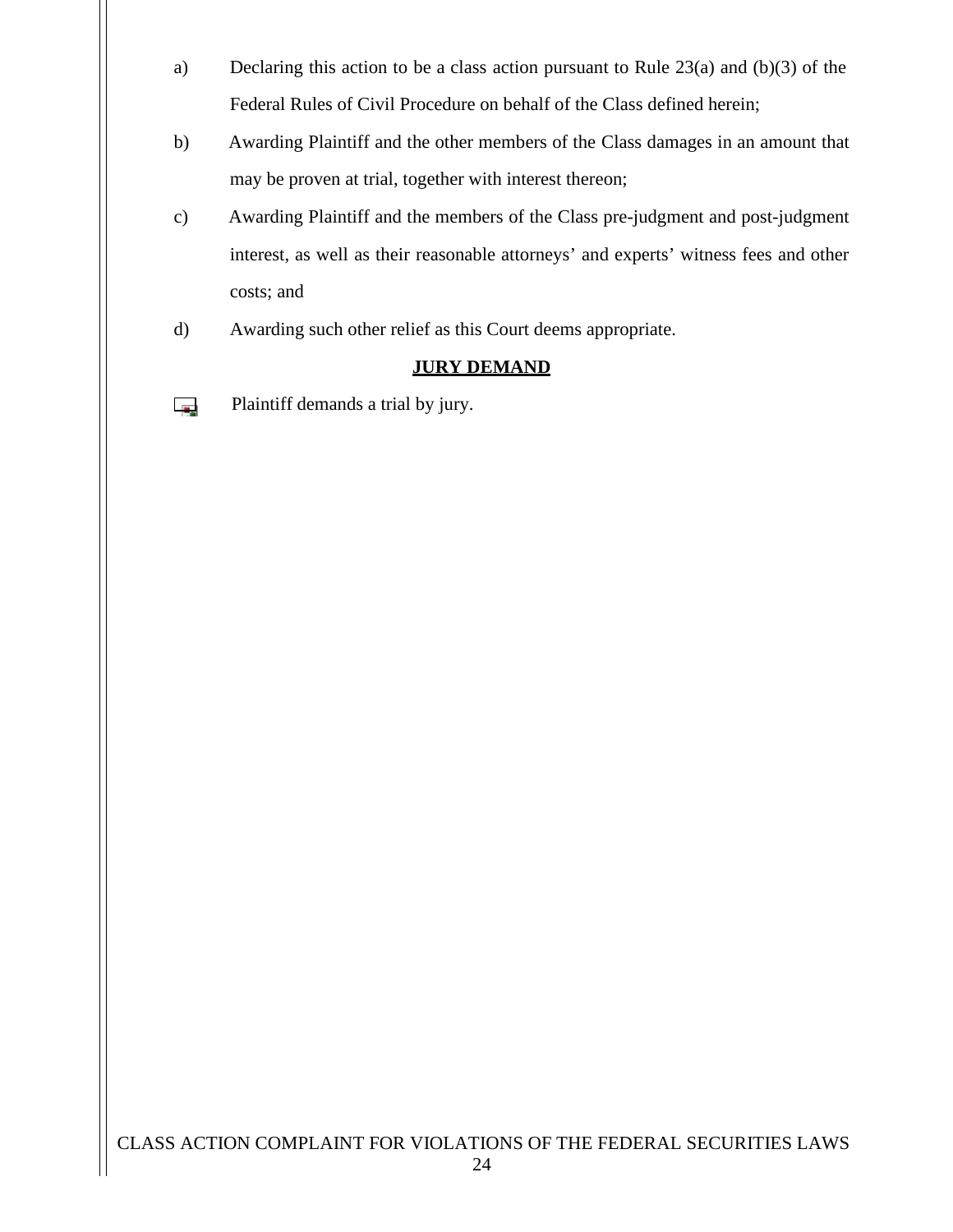a) Declaring this action to be a class action pursuant to Rule 23(a) and (b)(3) of the Federal Rules of Civil Procedure on behalf of the Class defined herein;

b) Awarding Plaintiff and the other members of the Class damages in an amount that may be proven at trial, together with interest thereon;

c) Awarding Plaintiff and the members of the Class pre-judgment and post-judgment interest, as well as their reasonable attorneys' and experts' witness fees and other costs; and

d) Awarding such other relief as this Court deems appropriate.

**JURY DEMAND**

Plaintiff demands a trial by jury.